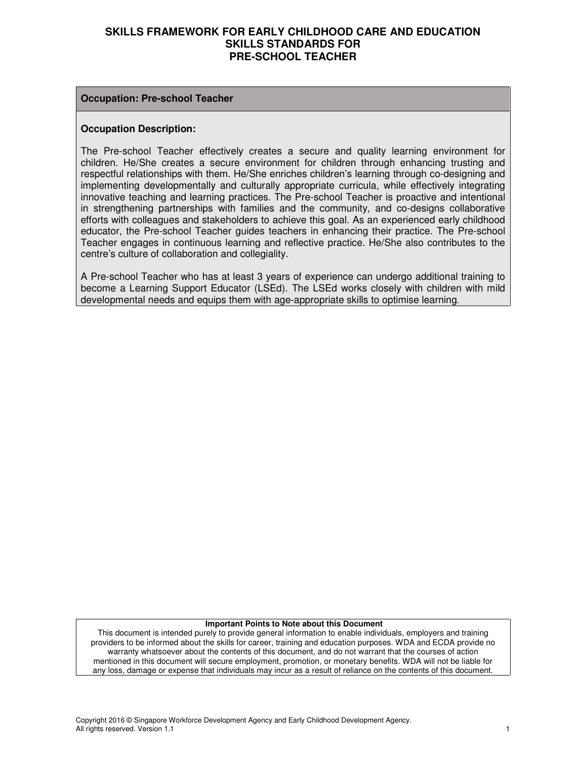# SKILLS FRAMEWORK FOR EARLY CHILDHOOD CARE AND EDUCATION
## SKILLS STANDARDS FOR
## PRE-SCHOOL TEACHER

**Occupation: Pre-school Teacher**

**Occupation Description:**

The Pre-school Teacher effectively creates a secure and quality learning environment for children. He/She creates a secure environment for children through enhancing trusting and respectful relationships with them. He/She enriches children's learning through co-designing and implementing developmentally and culturally appropriate curricula, while effectively integrating innovative teaching and learning practices. The Pre-school Teacher is proactive and intentional in strengthening partnerships with families and the community, and co-designs collaborative efforts with colleagues and stakeholders to achieve this goal. As an experienced early childhood educator, the Pre-school Teacher guides teachers in enhancing their practice. The Pre-school Teacher engages in continuous learning and reflective practice. He/She also contributes to the centre's culture of collaboration and collegiality.

A Pre-school Teacher who has at least 3 years of experience can undergo additional training to become a Learning Support Educator (LSEd). The LSEd works closely with children with mild developmental needs and equips them with age-appropriate skills to optimise learning.

**Important Points to Note about this Document**

This document is intended purely to provide general information to enable individuals, employers and training providers to be informed about the skills for career, training and education purposes. WDA and ECDA provide no warranty whatsoever about the contents of this document, and do not warrant that the courses of action mentioned in this document will secure employment, promotion, or monetary benefits. WDA will not be liable for any loss, damage or expense that individuals may incur as a result of reliance on the contents of this document.

Copyright 2016 © Singapore Workforce Development Agency and Early Childhood Development Agency. All rights reserved. Version 1.1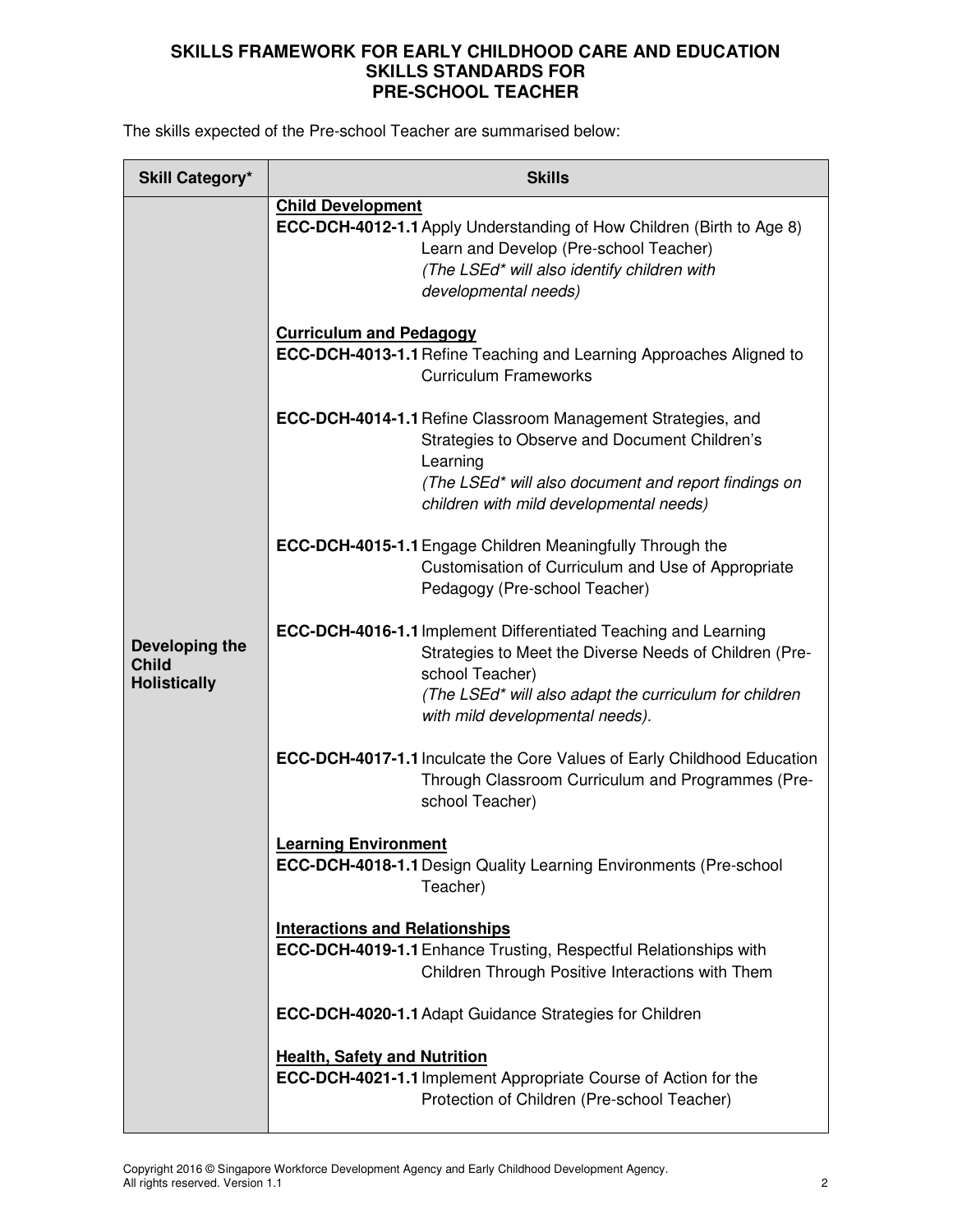**SKILLS FRAMEWORK FOR EARLY CHILDHOOD CARE AND EDUCATION**
**SKILLS STANDARDS FOR**
**PRE-SCHOOL TEACHER**

The skills expected of the Pre-school Teacher are summarised below:

| Skill Category* | Skills |
|---|---|
| **Developing the Child Holistically** | **Child Development**<br>**ECC-DCH-4012-1.1** Apply Understanding of How Children (Birth to Age 8) Learn and Develop (Pre-school Teacher) *(The LSEd* will also identify children with developmental needs)*<br><br>**Curriculum and Pedagogy**<br>**ECC-DCH-4013-1.1** Refine Teaching and Learning Approaches Aligned to Curriculum Frameworks<br><br>**ECC-DCH-4014-1.1** Refine Classroom Management Strategies, and Strategies to Observe and Document Children's Learning *(The LSEd* will also document and report findings on children with mild developmental needs)*<br><br>**ECC-DCH-4015-1.1** Engage Children Meaningfully Through the Customisation of Curriculum and Use of Appropriate Pedagogy (Pre-school Teacher)<br><br>**ECC-DCH-4016-1.1** Implement Differentiated Teaching and Learning Strategies to Meet the Diverse Needs of Children (Pre-school Teacher) *(The LSEd* will also adapt the curriculum for children with mild developmental needs).*<br><br>**ECC-DCH-4017-1.1** Inculcate the Core Values of Early Childhood Education Through Classroom Curriculum and Programmes (Pre-school Teacher)<br><br>**Learning Environment**<br>**ECC-DCH-4018-1.1** Design Quality Learning Environments (Pre-school Teacher)<br><br>**Interactions and Relationships**<br>**ECC-DCH-4019-1.1** Enhance Trusting, Respectful Relationships with Children Through Positive Interactions with Them<br><br>**ECC-DCH-4020-1.1** Adapt Guidance Strategies for Children<br><br>**Health, Safety and Nutrition**<br>**ECC-DCH-4021-1.1** Implement Appropriate Course of Action for the Protection of Children (Pre-school Teacher) |

Copyright 2016 © Singapore Workforce Development Agency and Early Childhood Development Agency. All rights reserved. Version 1.1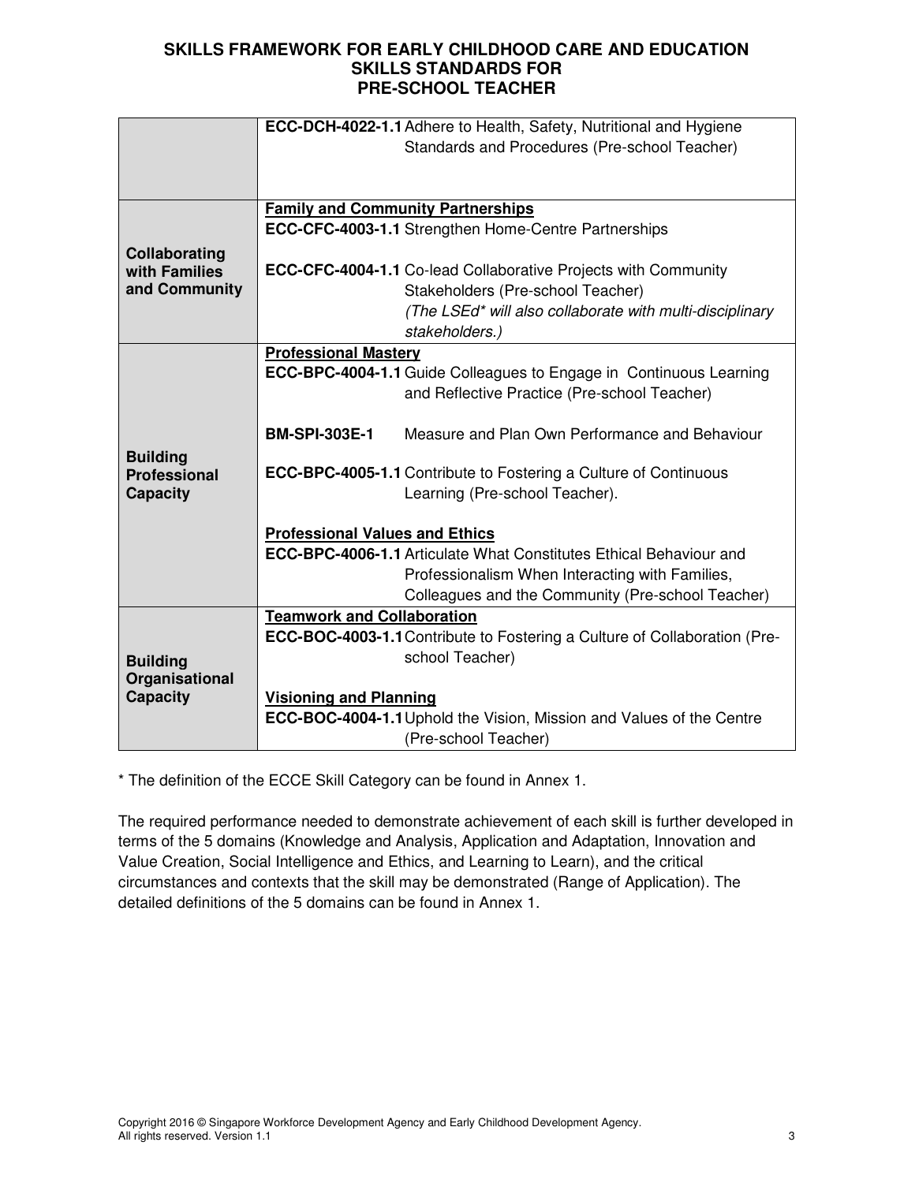# SKILLS FRAMEWORK FOR EARLY CHILDHOOD CARE AND EDUCATION
## SKILLS STANDARDS FOR PRE-SCHOOL TEACHER

| | |
|---|---|
| | **ECC-DCH-4022-1.1** Adhere to Health, Safety, Nutritional and Hygiene Standards and Procedures (Pre-school Teacher) |
| **Collaborating with Families and Community** | **Family and Community Partnerships**<br>**ECC-CFC-4003-1.1** Strengthen Home-Centre Partnerships<br><br>**ECC-CFC-4004-1.1** Co-lead Collaborative Projects with Community Stakeholders (Pre-school Teacher)<br>*(The LSEd* will also collaborate with multi-disciplinary stakeholders.)* |
| **Building Professional Capacity** | **Professional Mastery**<br>**ECC-BPC-4004-1.1** Guide Colleagues to Engage in Continuous Learning and Reflective Practice (Pre-school Teacher)<br><br>**BM-SPI-303E-1** Measure and Plan Own Performance and Behaviour<br><br>**ECC-BPC-4005-1.1** Contribute to Fostering a Culture of Continuous Learning (Pre-school Teacher).<br><br>**Professional Values and Ethics**<br>**ECC-BPC-4006-1.1** Articulate What Constitutes Ethical Behaviour and Professionalism When Interacting with Families, Colleagues and the Community (Pre-school Teacher) |
| **Building Organisational Capacity** | **Teamwork and Collaboration**<br>**ECC-BOC-4003-1.1** Contribute to Fostering a Culture of Collaboration (Pre-school Teacher)<br><br>**Visioning and Planning**<br>**ECC-BOC-4004-1.1** Uphold the Vision, Mission and Values of the Centre (Pre-school Teacher) |

* The definition of the ECCE Skill Category can be found in Annex 1.

The required performance needed to demonstrate achievement of each skill is further developed in terms of the 5 domains (Knowledge and Analysis, Application and Adaptation, Innovation and Value Creation, Social Intelligence and Ethics, and Learning to Learn), and the critical circumstances and contexts that the skill may be demonstrated (Range of Application). The detailed definitions of the 5 domains can be found in Annex 1.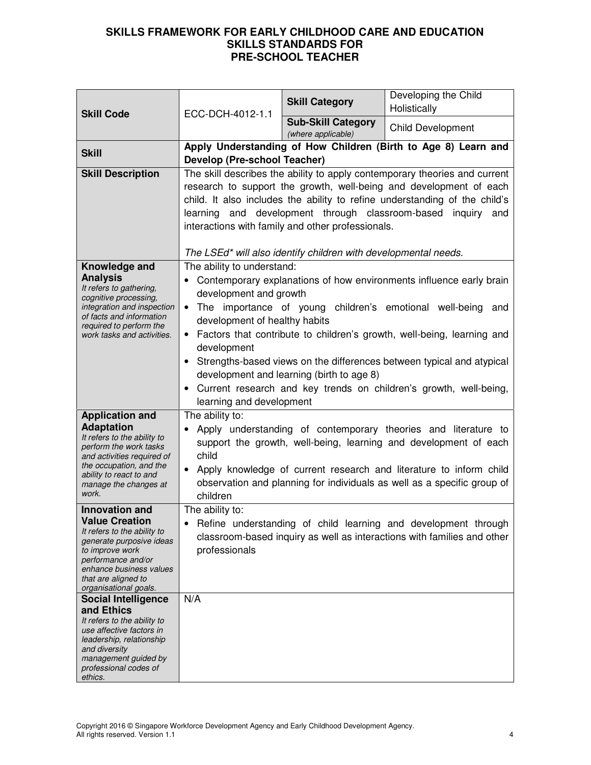**SKILLS FRAMEWORK FOR EARLY CHILDHOOD CARE AND EDUCATION**
**SKILLS STANDARDS FOR**
**PRE-SCHOOL TEACHER**

| **Skill Code** | ECC-DCH-4012-1.1 | **Skill Category** | Developing the Child Holistically |
|---|---|---|---|
| | | **Sub-Skill Category** *(where applicable)* | Child Development |
| **Skill** | **Apply Understanding of How Children (Birth to Age 8) Learn and Develop (Pre-school Teacher)** | | |
| **Skill Description** | The skill describes the ability to apply contemporary theories and current research to support the growth, well-being and development of each child. It also includes the ability to refine understanding of the child's learning and development through classroom-based inquiry and interactions with family and other professionals.<br><br>*The LSEd\* will also identify children with developmental needs.* | | |
| **Knowledge and Analysis**<br>*It refers to gathering, cognitive processing, integration and inspection of facts and information required to perform the work tasks and activities.* | The ability to understand:<br>• Contemporary explanations of how environments influence early brain development and growth<br>• The importance of young children's emotional well-being and development of healthy habits<br>• Factors that contribute to children's growth, well-being, learning and development<br>• Strengths-based views on the differences between typical and atypical development and learning (birth to age 8)<br>• Current research and key trends on children's growth, well-being, learning and development | | |
| **Application and Adaptation**<br>*It refers to the ability to perform the work tasks and activities required of the occupation, and the ability to react to and manage the changes at work.* | The ability to:<br>• Apply understanding of contemporary theories and literature to support the growth, well-being, learning and development of each child<br>• Apply knowledge of current research and literature to inform child observation and planning for individuals as well as a specific group of children | | |
| **Innovation and Value Creation**<br>*It refers to the ability to generate purposive ideas to improve work performance and/or enhance business values that are aligned to organisational goals.* | The ability to:<br>• Refine understanding of child learning and development through classroom-based inquiry as well as interactions with families and other professionals | | |
| **Social Intelligence and Ethics**<br>*It refers to the ability to use affective factors in leadership, relationship and diversity management guided by professional codes of ethics.* | N/A | | |

Copyright 2016 © Singapore Workforce Development Agency and Early Childhood Development Agency. All rights reserved. Version 1.1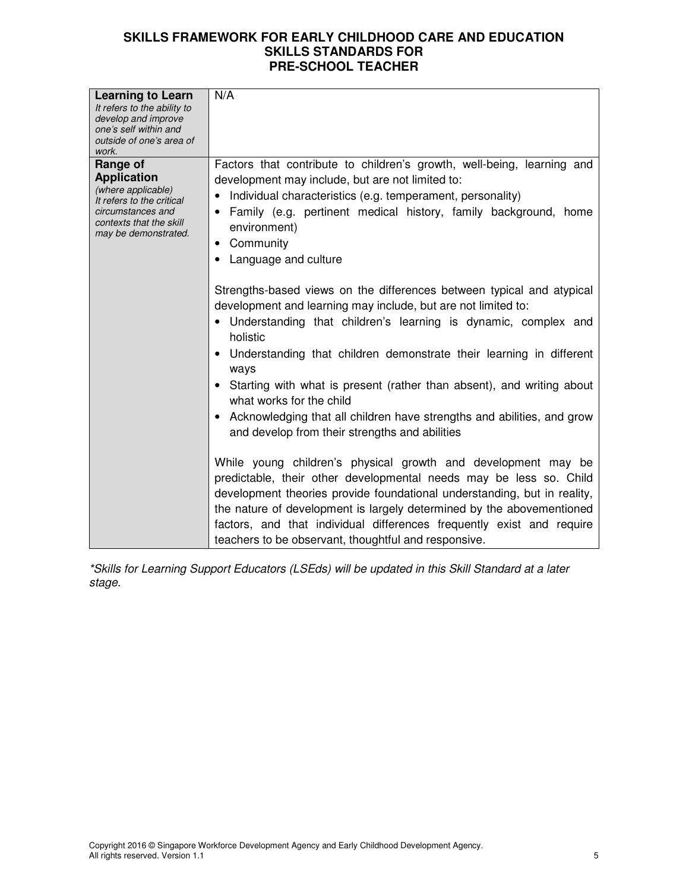# SKILLS FRAMEWORK FOR EARLY CHILDHOOD CARE AND EDUCATION
## SKILLS STANDARDS FOR PRE-SCHOOL TEACHER

| | |
|---|---|
| **Learning to Learn**<br>*It refers to the ability to develop and improve one's self within and outside of one's area of work.* | N/A |
| **Range of Application**<br>*(where applicable)*<br>*It refers to the critical circumstances and contexts that the skill may be demonstrated.* | Factors that contribute to children's growth, well-being, learning and development may include, but are not limited to:<br>• Individual characteristics (e.g. temperament, personality)<br>• Family (e.g. pertinent medical history, family background, home environment)<br>• Community<br>• Language and culture<br><br>Strengths-based views on the differences between typical and atypical development and learning may include, but are not limited to:<br>• Understanding that children's learning is dynamic, complex and holistic<br>• Understanding that children demonstrate their learning in different ways<br>• Starting with what is present (rather than absent), and writing about what works for the child<br>• Acknowledging that all children have strengths and abilities, and grow and develop from their strengths and abilities<br><br>While young children's physical growth and development may be predictable, their other developmental needs may be less so. Child development theories provide foundational understanding, but in reality, the nature of development is largely determined by the abovementioned factors, and that individual differences frequently exist and require teachers to be observant, thoughtful and responsive. |

*\*Skills for Learning Support Educators (LSEds) will be updated in this Skill Standard at a later stage.*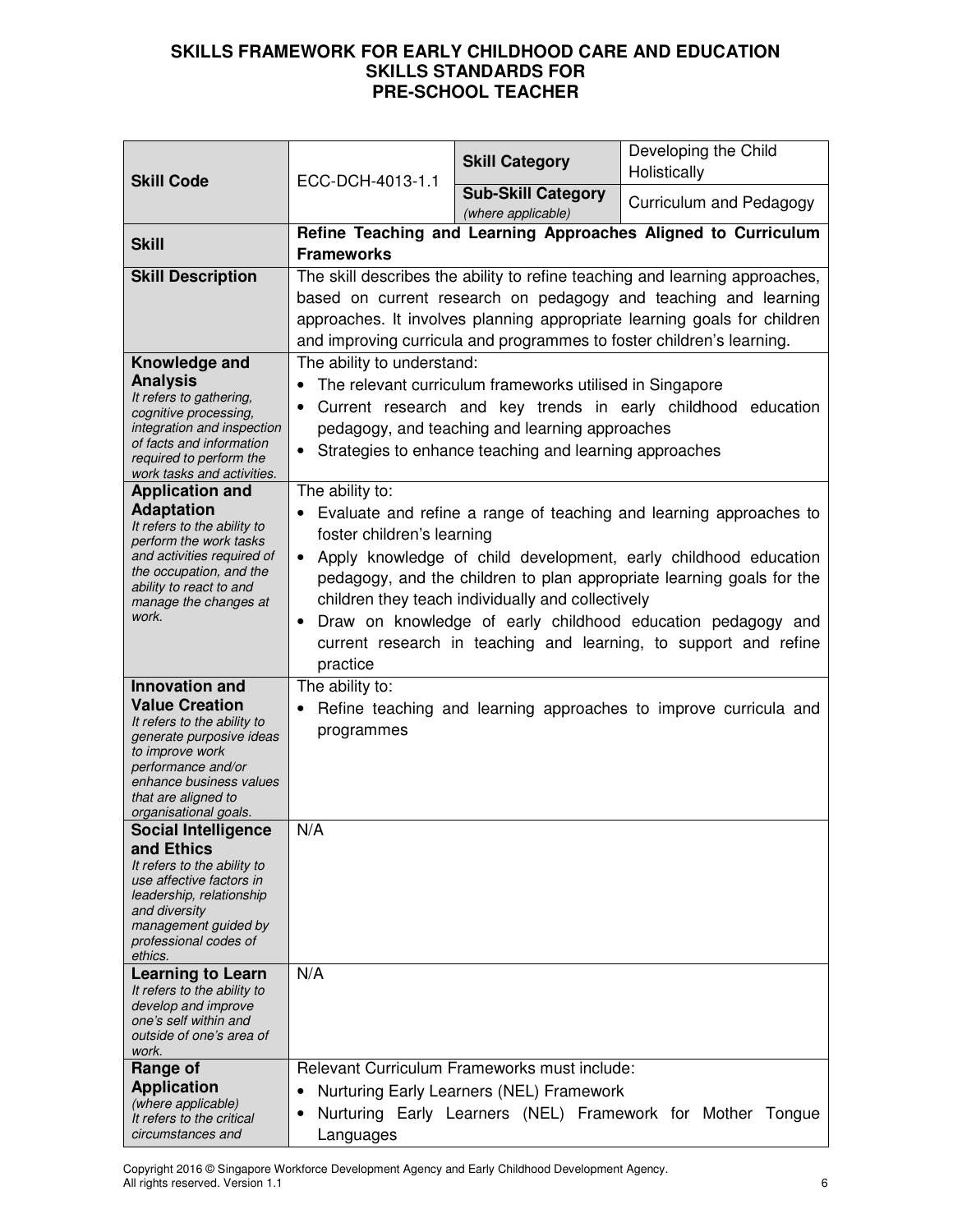# SKILLS FRAMEWORK FOR EARLY CHILDHOOD CARE AND EDUCATION
## SKILLS STANDARDS FOR
## PRE-SCHOOL TEACHER

| **Skill Code** | ECC-DCH-4013-1.1 | **Skill Category** | Developing the Child Holistically |
|---|---|---|---|
| | | **Sub-Skill Category** *(where applicable)* | Curriculum and Pedagogy |
| **Skill** | **Refine Teaching and Learning Approaches Aligned to Curriculum Frameworks** | | |
| **Skill Description** | The skill describes the ability to refine teaching and learning approaches, based on current research on pedagogy and teaching and learning approaches. It involves planning appropriate learning goals for children and improving curricula and programmes to foster children's learning. | | |
| **Knowledge and Analysis** *It refers to gathering, cognitive processing, integration and inspection of facts and information required to perform the work tasks and activities.* | The ability to understand:<br>• The relevant curriculum frameworks utilised in Singapore<br>• Current research and key trends in early childhood education pedagogy, and teaching and learning approaches<br>• Strategies to enhance teaching and learning approaches | | |
| **Application and Adaptation** *It refers to the ability to perform the work tasks and activities required of the occupation, and the ability to react to and manage the changes at work.* | The ability to:<br>• Evaluate and refine a range of teaching and learning approaches to foster children's learning<br>• Apply knowledge of child development, early childhood education pedagogy, and the children to plan appropriate learning goals for the children they teach individually and collectively<br>• Draw on knowledge of early childhood education pedagogy and current research in teaching and learning, to support and refine practice | | |
| **Innovation and Value Creation** *It refers to the ability to generate purposive ideas to improve work performance and/or enhance business values that are aligned to organisational goals.* | The ability to:<br>• Refine teaching and learning approaches to improve curricula and programmes | | |
| **Social Intelligence and Ethics** *It refers to the ability to use affective factors in leadership, relationship and diversity management guided by professional codes of ethics.* | N/A | | |
| **Learning to Learn** *It refers to the ability to develop and improve one's self within and outside of one's area of work.* | N/A | | |
| **Range of Application** *(where applicable) It refers to the critical circumstances and* | Relevant Curriculum Frameworks must include:<br>• Nurturing Early Learners (NEL) Framework<br>• Nurturing Early Learners (NEL) Framework for Mother Tongue Languages | | |

Copyright 2016 © Singapore Workforce Development Agency and Early Childhood Development Agency. All rights reserved. Version 1.1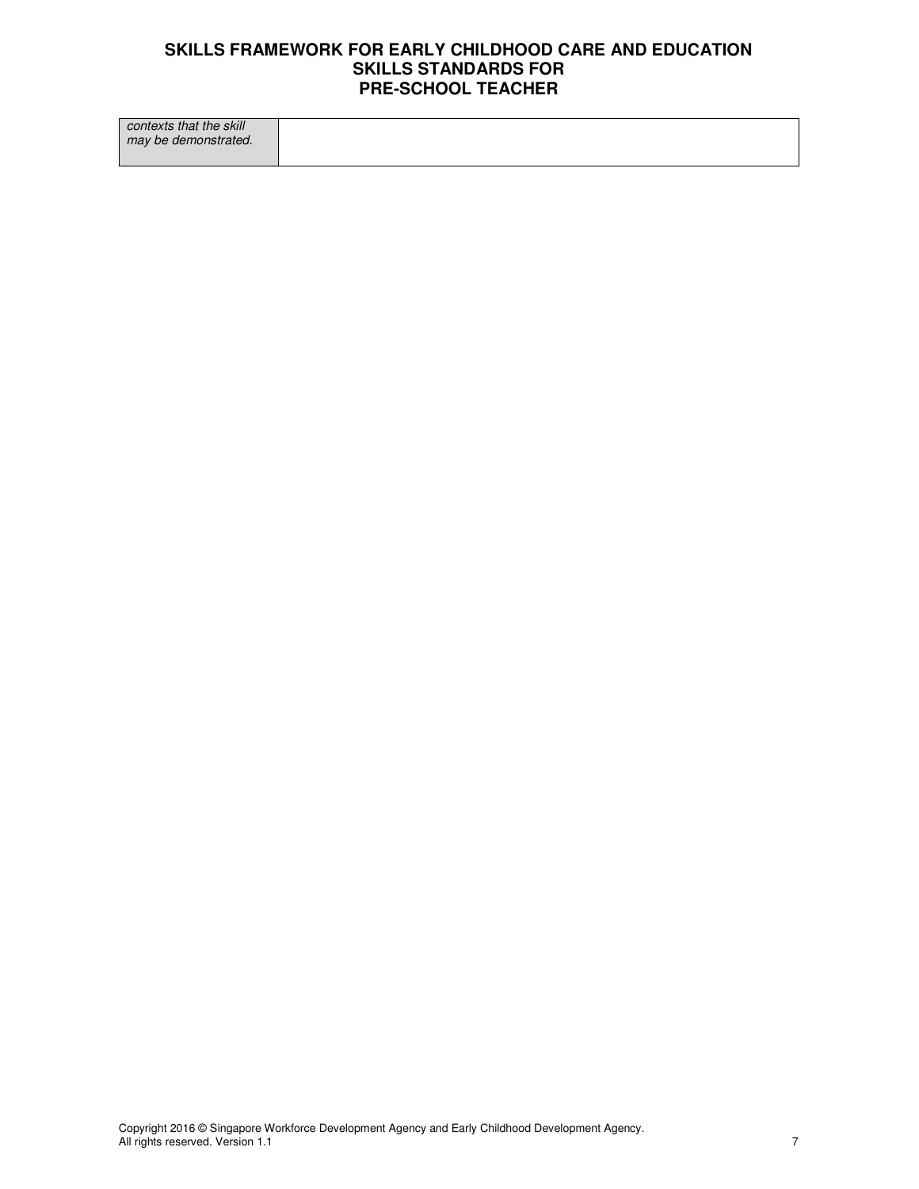| | |
|---|---|
| *contexts that the skill may be demonstrated.* | |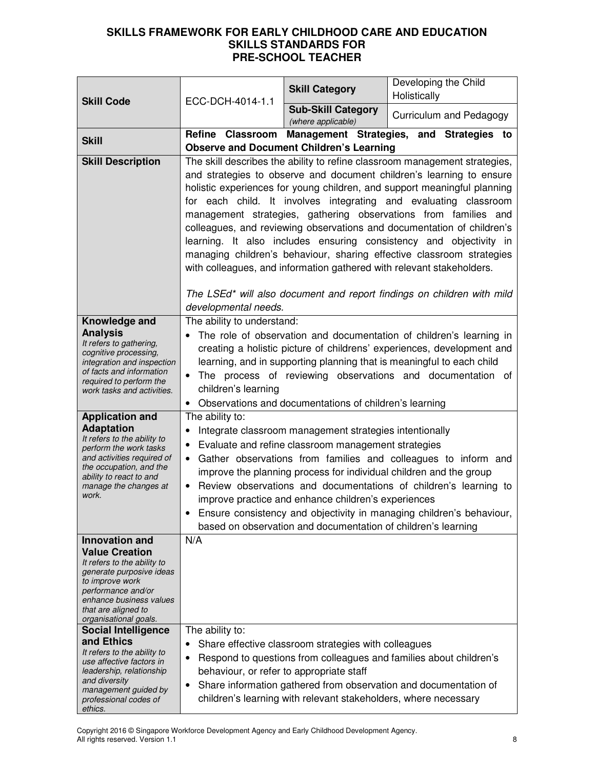# SKILLS FRAMEWORK FOR EARLY CHILDHOOD CARE AND EDUCATION
## SKILLS STANDARDS FOR PRE-SCHOOL TEACHER

| **Skill Code** | ECC-DCH-4014-1.1 | **Skill Category** | Developing the Child Holistically |
|---|---|---|---|
| | | **Sub-Skill Category** *(where applicable)* | Curriculum and Pedagogy |
| **Skill** | **Refine Classroom Management Strategies, and Strategies to Observe and Document Children's Learning** | | |
| **Skill Description** | The skill describes the ability to refine classroom management strategies, and strategies to observe and document children's learning to ensure holistic experiences for young children, and support meaningful planning for each child. It involves integrating and evaluating classroom management strategies, gathering observations from families and colleagues, and reviewing observations and documentation of children's learning. It also includes ensuring consistency and objectivity in managing children's behaviour, sharing effective classroom strategies with colleagues, and information gathered with relevant stakeholders.<br><br>*The LSEd\* will also document and report findings on children with mild developmental needs.* | | |
| **Knowledge and Analysis**<br>*It refers to gathering, cognitive processing, integration and inspection of facts and information required to perform the work tasks and activities.* | The ability to understand:<br>• The role of observation and documentation of children's learning in creating a holistic picture of childrens' experiences, development and learning, and in supporting planning that is meaningful to each child<br>• The process of reviewing observations and documentation of children's learning<br>• Observations and documentations of children's learning | | |
| **Application and Adaptation**<br>*It refers to the ability to perform the work tasks and activities required of the occupation, and the ability to react to and manage the changes at work.* | The ability to:<br>• Integrate classroom management strategies intentionally<br>• Evaluate and refine classroom management strategies<br>• Gather observations from families and colleagues to inform and improve the planning process for individual children and the group<br>• Review observations and documentations of children's learning to improve practice and enhance children's experiences<br>• Ensure consistency and objectivity in managing children's behaviour, based on observation and documentation of children's learning | | |
| **Innovation and Value Creation**<br>*It refers to the ability to generate purposive ideas to improve work performance and/or enhance business values that are aligned to organisational goals.* | N/A | | |
| **Social Intelligence and Ethics**<br>*It refers to the ability to use affective factors in leadership, relationship and diversity management guided by professional codes of ethics.* | The ability to:<br>• Share effective classroom strategies with colleagues<br>• Respond to questions from colleagues and families about children's behaviour, or refer to appropriate staff<br>• Share information gathered from observation and documentation of children's learning with relevant stakeholders, where necessary | | |

Copyright 2016 © Singapore Workforce Development Agency and Early Childhood Development Agency. All rights reserved. Version 1.1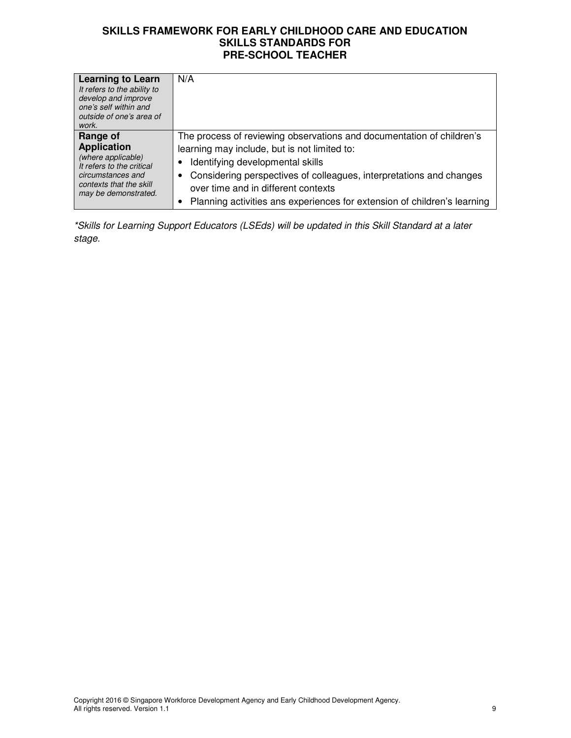| | |
|---|---|
| **Learning to Learn**<br>*It refers to the ability to develop and improve one's self within and outside of one's area of work.* | N/A |
| **Range of Application**<br>*(where applicable)*<br>*It refers to the critical circumstances and contexts that the skill may be demonstrated.* | The process of reviewing observations and documentation of children's learning may include, but is not limited to:<br>• Identifying developmental skills<br>• Considering perspectives of colleagues, interpretations and changes over time and in different contexts<br>• Planning activities ans experiences for extension of children's learning |

*\*Skills for Learning Support Educators (LSEds) will be updated in this Skill Standard at a later stage.*

Copyright 2016 © Singapore Workforce Development Agency and Early Childhood Development Agency. All rights reserved. Version 1.1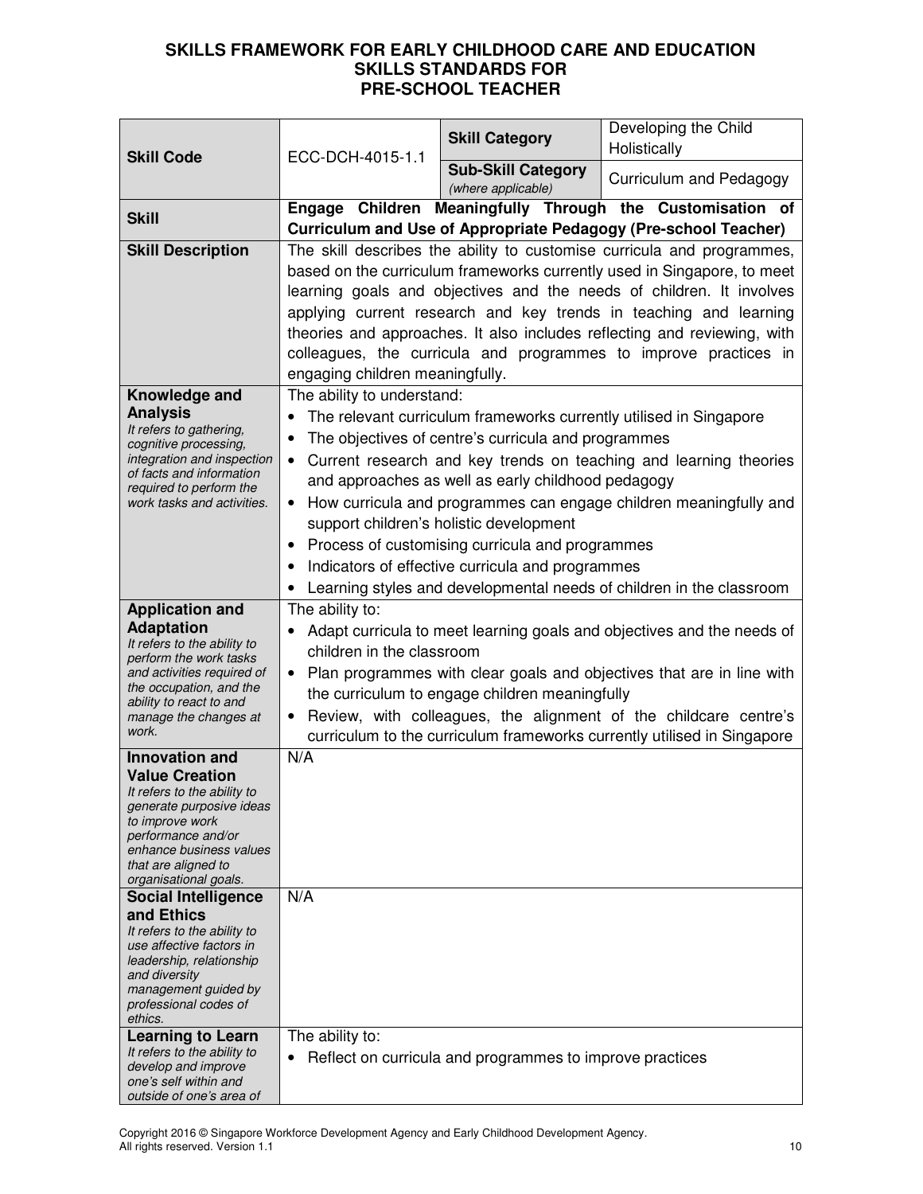**SKILLS FRAMEWORK FOR EARLY CHILDHOOD CARE AND EDUCATION**
**SKILLS STANDARDS FOR**
**PRE-SCHOOL TEACHER**

| **Skill Code** | ECC-DCH-4015-1.1 | **Skill Category** | Developing the Child Holistically |
|---|---|---|---|
| | | **Sub-Skill Category** *(where applicable)* | Curriculum and Pedagogy |
| **Skill** | **Engage Children Meaningfully Through the Customisation of Curriculum and Use of Appropriate Pedagogy (Pre-school Teacher)** | | |
| **Skill Description** | The skill describes the ability to customise curricula and programmes, based on the curriculum frameworks currently used in Singapore, to meet learning goals and objectives and the needs of children. It involves applying current research and key trends in teaching and learning theories and approaches. It also includes reflecting and reviewing, with colleagues, the curricula and programmes to improve practices in engaging children meaningfully. | | |
| **Knowledge and Analysis** *It refers to gathering, cognitive processing, integration and inspection of facts and information required to perform the work tasks and activities.* | The ability to understand:<br>• The relevant curriculum frameworks currently utilised in Singapore<br>• The objectives of centre's curricula and programmes<br>• Current research and key trends on teaching and learning theories and approaches as well as early childhood pedagogy<br>• How curricula and programmes can engage children meaningfully and support children's holistic development<br>• Process of customising curricula and programmes<br>• Indicators of effective curricula and programmes<br>• Learning styles and developmental needs of children in the classroom | | |
| **Application and Adaptation** *It refers to the ability to perform the work tasks and activities required of the occupation, and the ability to react to and manage the changes at work.* | The ability to:<br>• Adapt curricula to meet learning goals and objectives and the needs of children in the classroom<br>• Plan programmes with clear goals and objectives that are in line with the curriculum to engage children meaningfully<br>• Review, with colleagues, the alignment of the childcare centre's curriculum to the curriculum frameworks currently utilised in Singapore | | |
| **Innovation and Value Creation** *It refers to the ability to generate purposive ideas to improve work performance and/or enhance business values that are aligned to organisational goals.* | N/A | | |
| **Social Intelligence and Ethics** *It refers to the ability to use affective factors in leadership, relationship and diversity management guided by professional codes of ethics.* | N/A | | |
| **Learning to Learn** *It refers to the ability to develop and improve one's self within and outside of one's area of* | The ability to:<br>• Reflect on curricula and programmes to improve practices | | |

Copyright 2016 © Singapore Workforce Development Agency and Early Childhood Development Agency. All rights reserved. Version 1.1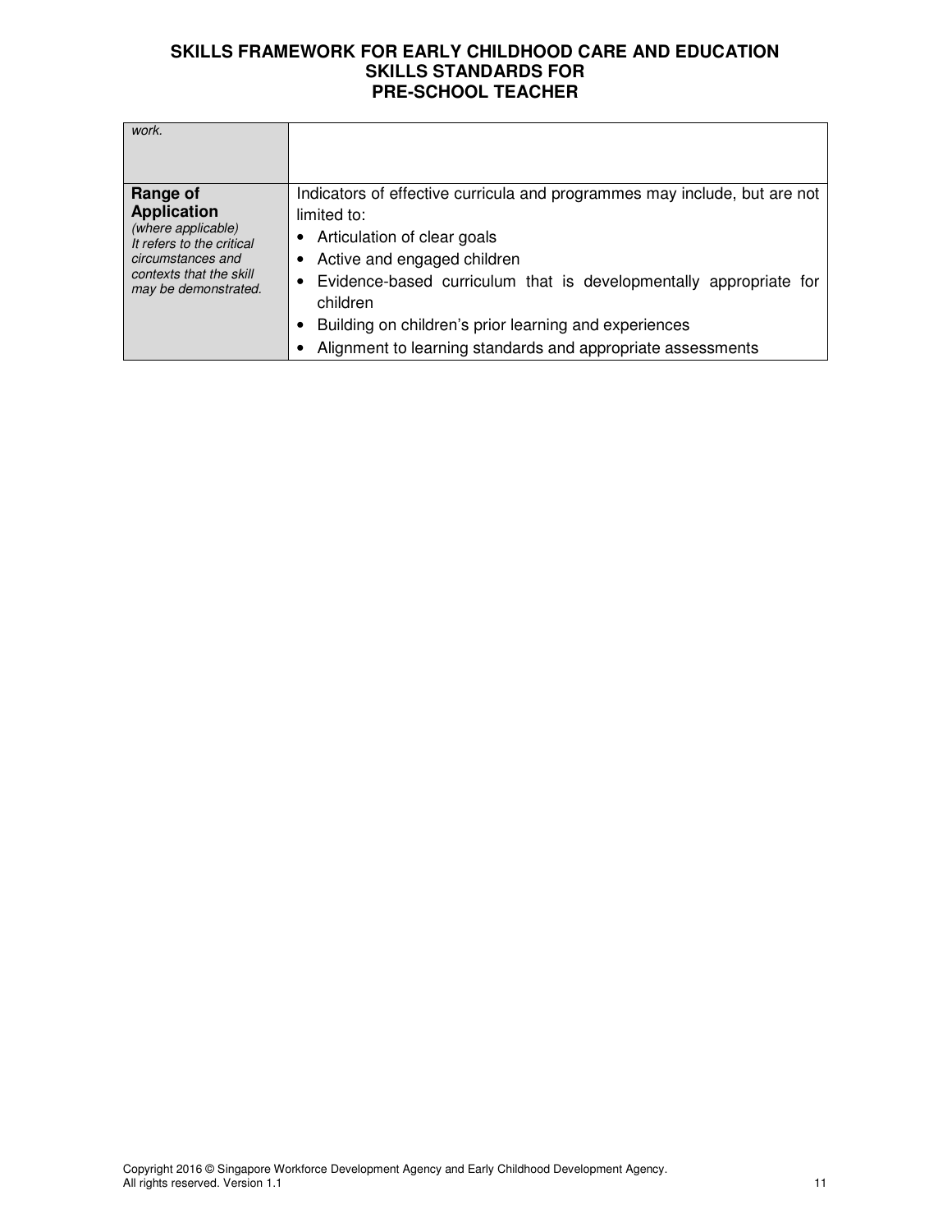| | |
|---|---|
| *work.* | |
| **Range of Application** *(where applicable)* *It refers to the critical circumstances and contexts that the skill may be demonstrated.* | Indicators of effective curricula and programmes may include, but are not limited to: <br>• Articulation of clear goals <br>• Active and engaged children <br>• Evidence-based curriculum that is developmentally appropriate for children <br>• Building on children's prior learning and experiences <br>• Alignment to learning standards and appropriate assessments |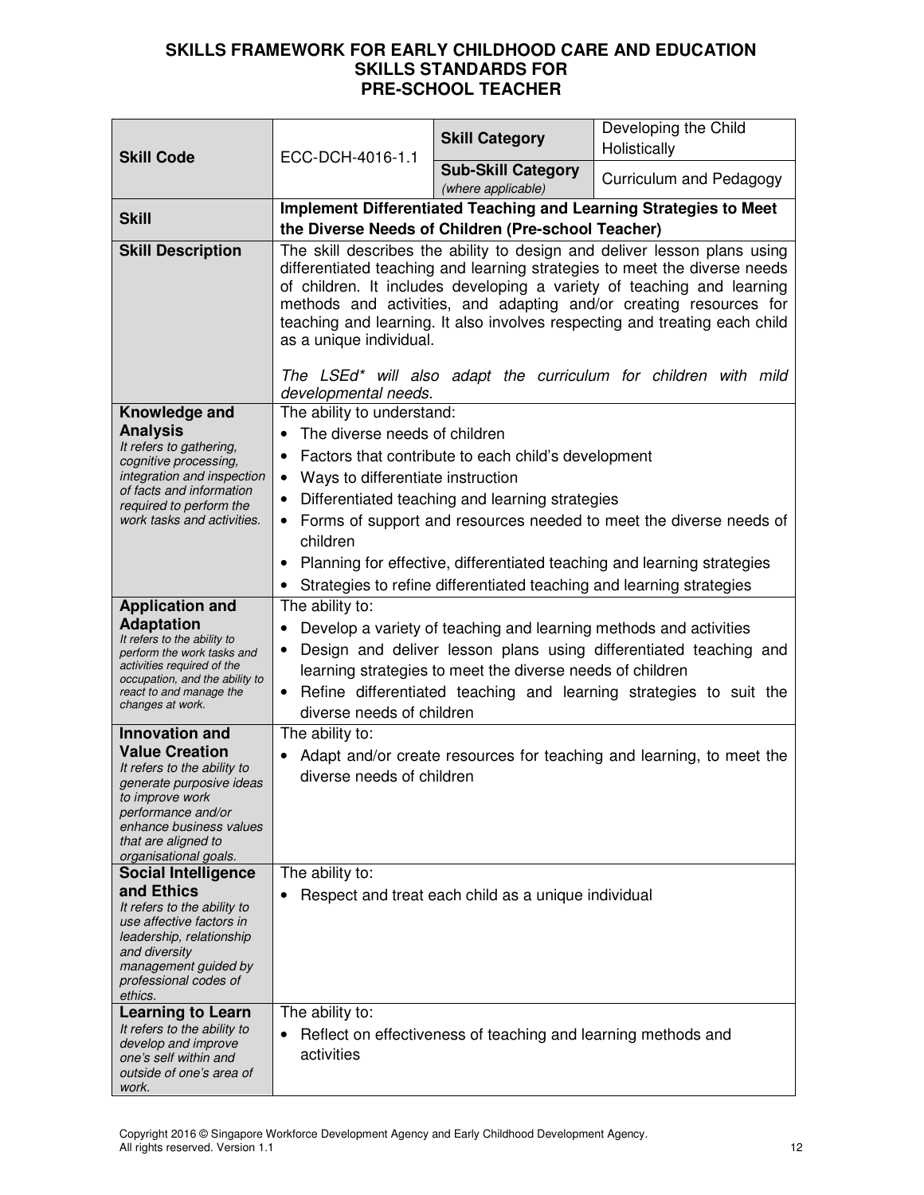# SKILLS FRAMEWORK FOR EARLY CHILDHOOD CARE AND EDUCATION SKILLS STANDARDS FOR PRE-SCHOOL TEACHER

| **Skill Code** | ECC-DCH-4016-1.1 | **Skill Category** | Developing the Child Holistically |
|---|---|---|---|
| | | **Sub-Skill Category** *(where applicable)* | Curriculum and Pedagogy |
| **Skill** | **Implement Differentiated Teaching and Learning Strategies to Meet the Diverse Needs of Children (Pre-school Teacher)** | | |
| **Skill Description** | The skill describes the ability to design and deliver lesson plans using differentiated teaching and learning strategies to meet the diverse needs of children. It includes developing a variety of teaching and learning methods and activities, and adapting and/or creating resources for teaching and learning. It also involves respecting and treating each child as a unique individual.<br><br>*The LSEd\* will also adapt the curriculum for children with mild developmental needs.* | | |
| **Knowledge and Analysis**<br>*It refers to gathering, cognitive processing, integration and inspection of facts and information required to perform the work tasks and activities.* | The ability to understand:<br>• The diverse needs of children<br>• Factors that contribute to each child's development<br>• Ways to differentiate instruction<br>• Differentiated teaching and learning strategies<br>• Forms of support and resources needed to meet the diverse needs of children<br>• Planning for effective, differentiated teaching and learning strategies<br>• Strategies to refine differentiated teaching and learning strategies | | |
| **Application and Adaptation**<br>*It refers to the ability to perform the work tasks and activities required of the occupation, and the ability to react to and manage the changes at work.* | The ability to:<br>• Develop a variety of teaching and learning methods and activities<br>• Design and deliver lesson plans using differentiated teaching and learning strategies to meet the diverse needs of children<br>• Refine differentiated teaching and learning strategies to suit the diverse needs of children | | |
| **Innovation and Value Creation**<br>*It refers to the ability to generate purposive ideas to improve work performance and/or enhance business values that are aligned to organisational goals.* | The ability to:<br>• Adapt and/or create resources for teaching and learning, to meet the diverse needs of children | | |
| **Social Intelligence and Ethics**<br>*It refers to the ability to use affective factors in leadership, relationship and diversity management guided by professional codes of ethics.* | The ability to:<br>• Respect and treat each child as a unique individual | | |
| **Learning to Learn**<br>*It refers to the ability to develop and improve one's self within and outside of one's area of work.* | The ability to:<br>• Reflect on effectiveness of teaching and learning methods and activities | | |

Copyright 2016 © Singapore Workforce Development Agency and Early Childhood Development Agency. All rights reserved. Version 1.1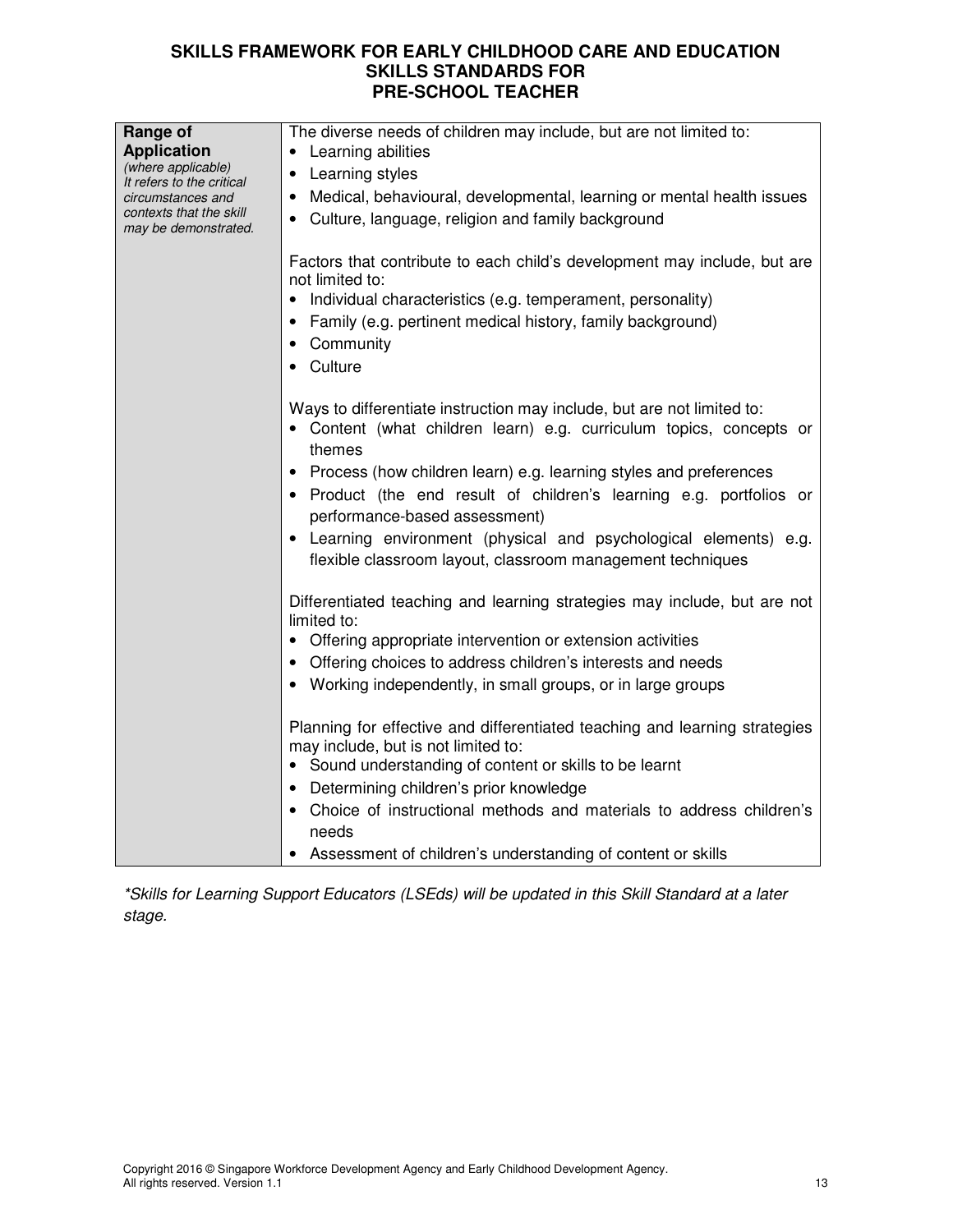| Range of Application *(where applicable) It refers to the critical circumstances and contexts that the skill may be demonstrated.* | The diverse needs of children may include, but are not limited to:<br>• Learning abilities<br>• Learning styles<br>• Medical, behavioural, developmental, learning or mental health issues<br>• Culture, language, religion and family background<br><br>Factors that contribute to each child's development may include, but are not limited to:<br>• Individual characteristics (e.g. temperament, personality)<br>• Family (e.g. pertinent medical history, family background)<br>• Community<br>• Culture<br><br>Ways to differentiate instruction may include, but are not limited to:<br>• Content (what children learn) e.g. curriculum topics, concepts or themes<br>• Process (how children learn) e.g. learning styles and preferences<br>• Product (the end result of children's learning e.g. portfolios or performance-based assessment)<br>• Learning environment (physical and psychological elements) e.g. flexible classroom layout, classroom management techniques<br><br>Differentiated teaching and learning strategies may include, but are not limited to:<br>• Offering appropriate intervention or extension activities<br>• Offering choices to address children's interests and needs<br>• Working independently, in small groups, or in large groups<br><br>Planning for effective and differentiated teaching and learning strategies may include, but is not limited to:<br>• Sound understanding of content or skills to be learnt<br>• Determining children's prior knowledge<br>• Choice of instructional methods and materials to address children's needs<br>• Assessment of children's understanding of content or skills |
|---|---|

*\*Skills for Learning Support Educators (LSEds) will be updated in this Skill Standard at a later stage.*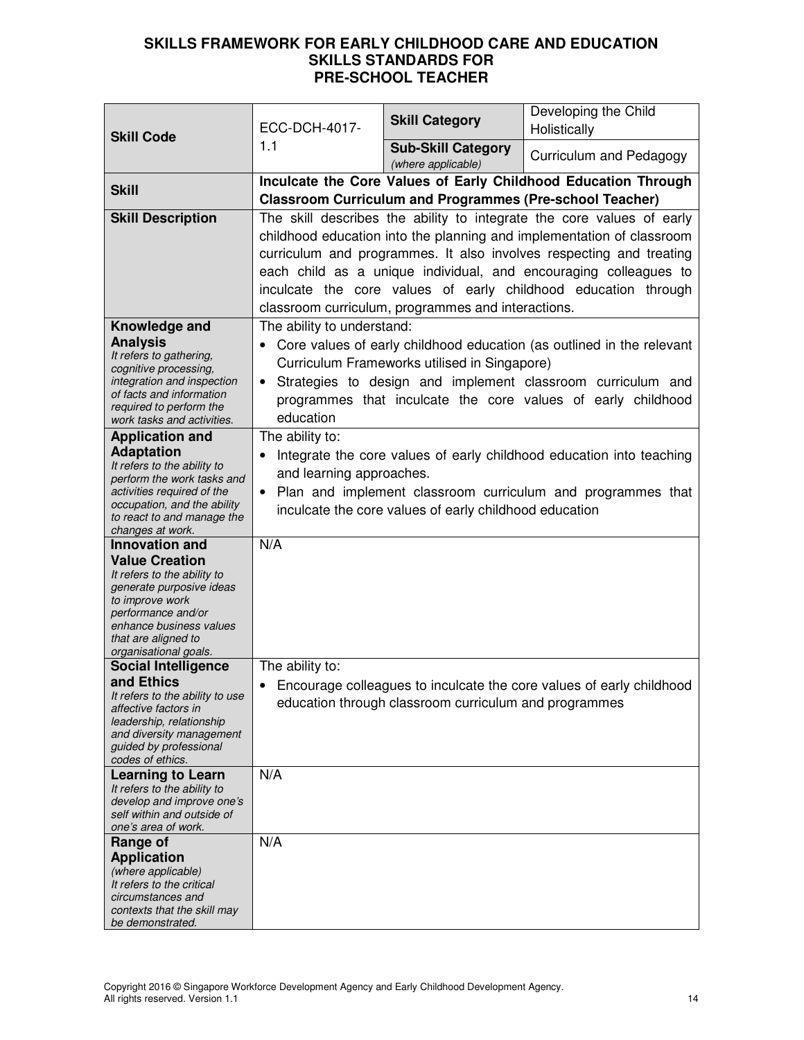# SKILLS FRAMEWORK FOR EARLY CHILDHOOD CARE AND EDUCATION
## SKILLS STANDARDS FOR PRE-SCHOOL TEACHER

| | | | |
|---|---|---|---|
| **Skill Code** | ECC-DCH-4017-1.1 | **Skill Category** | Developing the Child Holistically |
| | | **Sub-Skill Category** *(where applicable)* | Curriculum and Pedagogy |
| **Skill** | **Inculcate the Core Values of Early Childhood Education Through Classroom Curriculum and Programmes (Pre-school Teacher)** | | |
| **Skill Description** | The skill describes the ability to integrate the core values of early childhood education into the planning and implementation of classroom curriculum and programmes. It also involves respecting and treating each child as a unique individual, and encouraging colleagues to inculcate the core values of early childhood education through classroom curriculum, programmes and interactions. | | |
| **Knowledge and Analysis** *It refers to gathering, cognitive processing, integration and inspection of facts and information required to perform the work tasks and activities.* | The ability to understand: <br>• Core values of early childhood education (as outlined in the relevant Curriculum Frameworks utilised in Singapore) <br>• Strategies to design and implement classroom curriculum and programmes that inculcate the core values of early childhood education | | |
| **Application and Adaptation** *It refers to the ability to perform the work tasks and activities required of the occupation, and the ability to react to and manage the changes at work.* | The ability to: <br>• Integrate the core values of early childhood education into teaching and learning approaches. <br>• Plan and implement classroom curriculum and programmes that inculcate the core values of early childhood education | | |
| **Innovation and Value Creation** *It refers to the ability to generate purposive ideas to improve work performance and/or enhance business values that are aligned to organisational goals.* | N/A | | |
| **Social Intelligence and Ethics** *It refers to the ability to use affective factors in leadership, relationship and diversity management guided by professional codes of ethics.* | The ability to: <br>• Encourage colleagues to inculcate the core values of early childhood education through classroom curriculum and programmes | | |
| **Learning to Learn** *It refers to the ability to develop and improve one's self within and outside of one's area of work.* | N/A | | |
| **Range of Application** *(where applicable) It refers to the critical circumstances and contexts that the skill may be demonstrated.* | N/A | | |

Copyright 2016 © Singapore Workforce Development Agency and Early Childhood Development Agency. All rights reserved. Version 1.1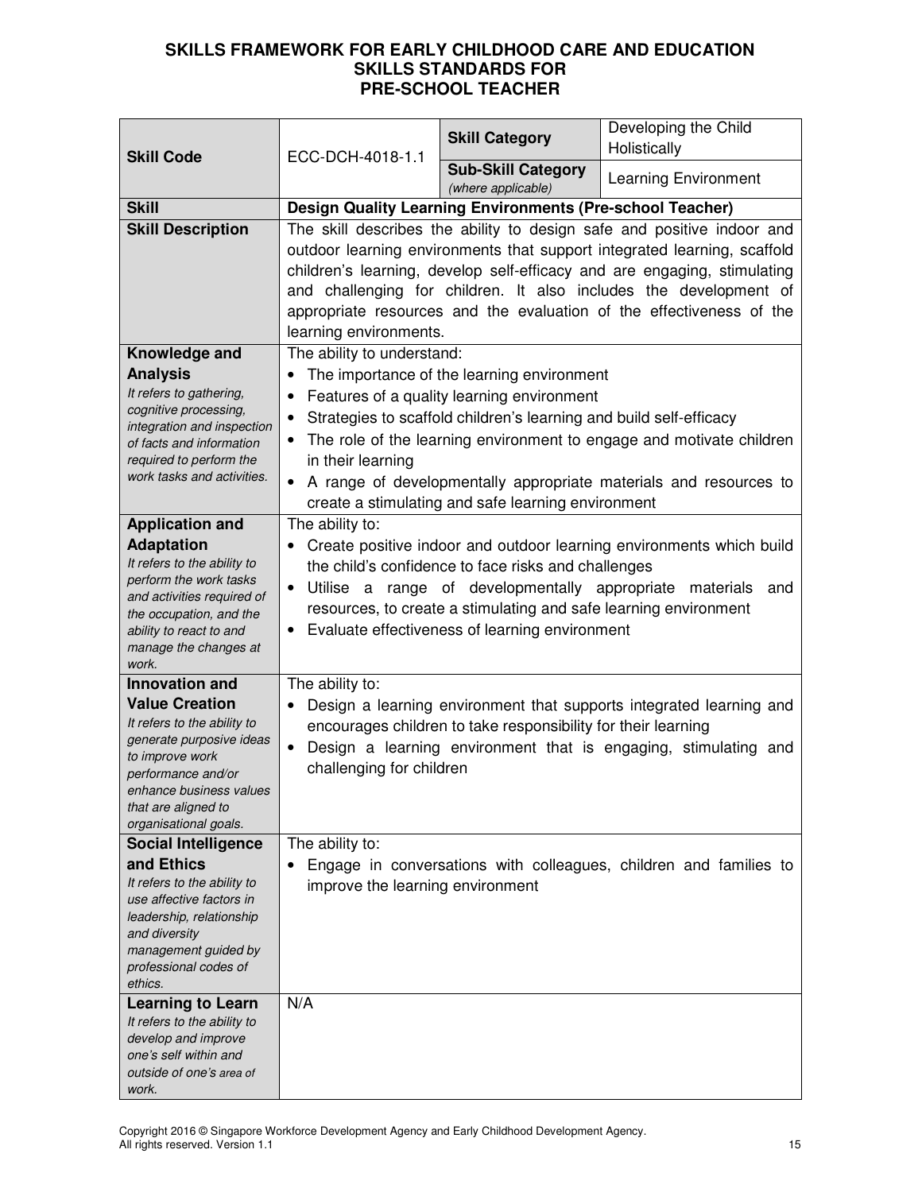**SKILLS FRAMEWORK FOR EARLY CHILDHOOD CARE AND EDUCATION**
**SKILLS STANDARDS FOR**
**PRE-SCHOOL TEACHER**

| **Skill Code** | ECC-DCH-4018-1.1 | **Skill Category** | Developing the Child Holistically |
|---|---|---|---|
| | | **Sub-Skill Category** *(where applicable)* | Learning Environment |
| **Skill** | **Design Quality Learning Environments (Pre-school Teacher)** | | |
| **Skill Description** | The skill describes the ability to design safe and positive indoor and outdoor learning environments that support integrated learning, scaffold children's learning, develop self-efficacy and are engaging, stimulating and challenging for children. It also includes the development of appropriate resources and the evaluation of the effectiveness of the learning environments. | | |
| **Knowledge and Analysis** *It refers to gathering, cognitive processing, integration and inspection of facts and information required to perform the work tasks and activities.* | The ability to understand: <br>• The importance of the learning environment <br>• Features of a quality learning environment <br>• Strategies to scaffold children's learning and build self-efficacy <br>• The role of the learning environment to engage and motivate children in their learning <br>• A range of developmentally appropriate materials and resources to create a stimulating and safe learning environment | | |
| **Application and Adaptation** *It refers to the ability to perform the work tasks and activities required of the occupation, and the ability to react to and manage the changes at work.* | The ability to: <br>• Create positive indoor and outdoor learning environments which build the child's confidence to face risks and challenges <br>• Utilise a range of developmentally appropriate materials and resources, to create a stimulating and safe learning environment <br>• Evaluate effectiveness of learning environment | | |
| **Innovation and Value Creation** *It refers to the ability to generate purposeful ideas to improve work performance and/or enhance business values that are aligned to organisational goals.* | The ability to: <br>• Design a learning environment that supports integrated learning and encourages children to take responsibility for their learning <br>• Design a learning environment that is engaging, stimulating and challenging for children | | |
| **Social Intelligence and Ethics** *It refers to the ability to use affective factors in leadership, relationship and diversity management guided by professional codes of ethics.* | The ability to: <br>• Engage in conversations with colleagues, children and families to improve the learning environment | | |
| **Learning to Learn** *It refers to the ability to develop and improve one's self within and outside of one's area of work.* | N/A | | |

Copyright 2016 © Singapore Workforce Development Agency and Early Childhood Development Agency. All rights reserved. Version 1.1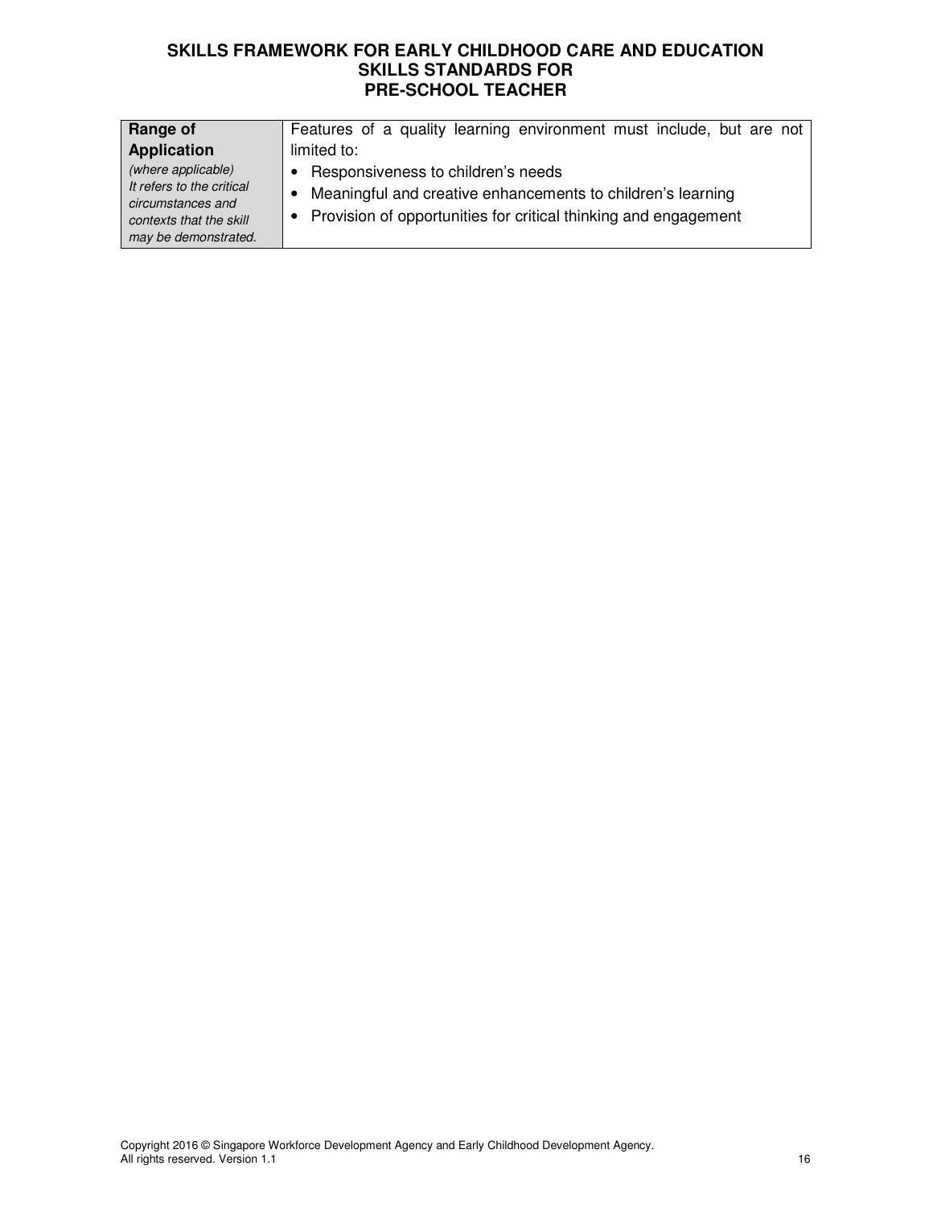| Range of Application | Features of a quality learning environment must include, but are not limited to: |
|---|---|
| *(where applicable)* *It refers to the critical circumstances and contexts that the skill may be demonstrated.* | • Responsiveness to children's needs<br>• Meaningful and creative enhancements to children's learning<br>• Provision of opportunities for critical thinking and engagement |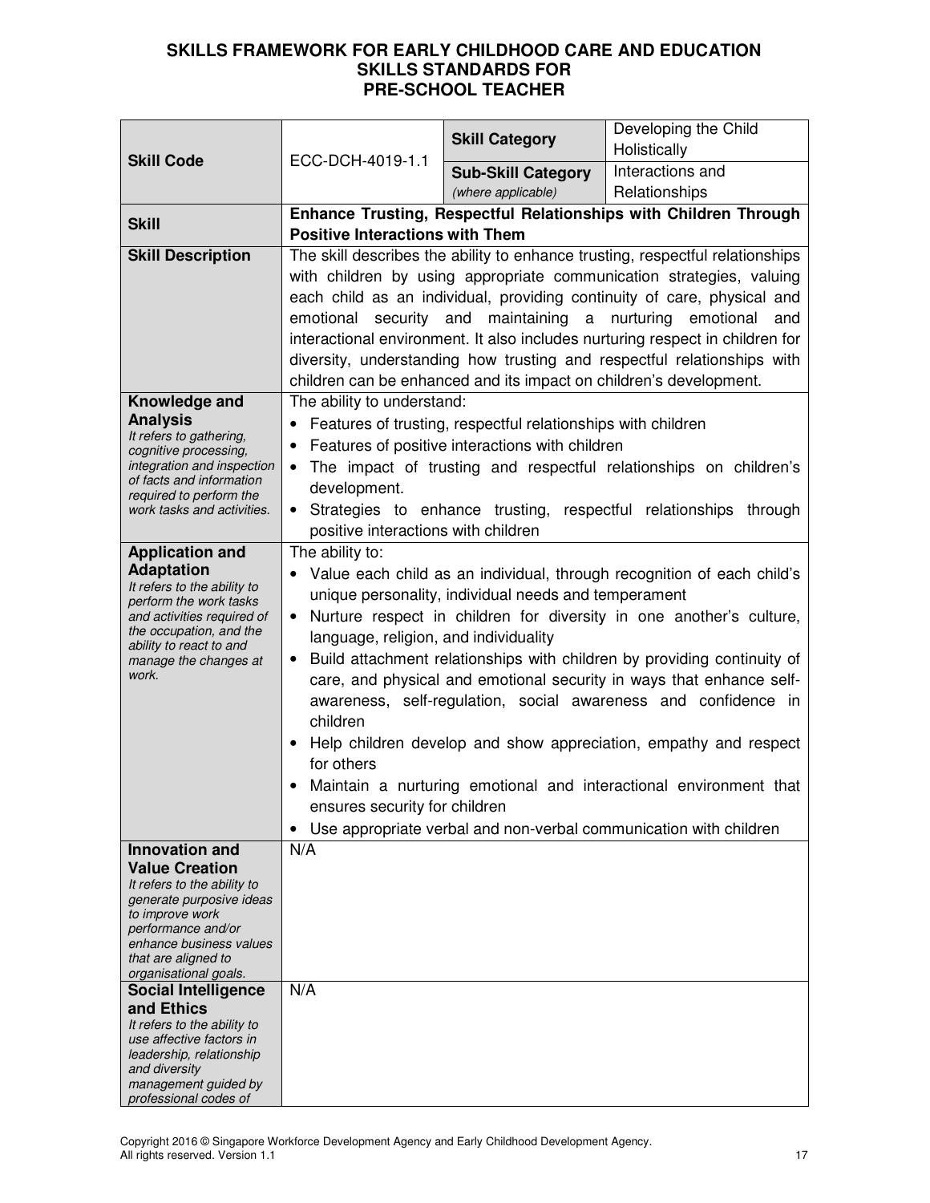**SKILLS FRAMEWORK FOR EARLY CHILDHOOD CARE AND EDUCATION**
**SKILLS STANDARDS FOR**
**PRE-SCHOOL TEACHER**

| **Skill Code** | ECC-DCH-4019-1.1 | **Skill Category** | Developing the Child Holistically |
|---|---|---|---|
| | | **Sub-Skill Category** *(where applicable)* | Interactions and Relationships |
| **Skill** | **Enhance Trusting, Respectful Relationships with Children Through Positive Interactions with Them** | | |
| **Skill Description** | The skill describes the ability to enhance trusting, respectful relationships with children by using appropriate communication strategies, valuing each child as an individual, providing continuity of care, physical and emotional security and maintaining a nurturing emotional and interactional environment. It also includes nurturing respect in children for diversity, understanding how trusting and respectful relationships with children can be enhanced and its impact on children's development. | | |
| **Knowledge and Analysis** *It refers to gathering, cognitive processing, integration and inspection of facts and information required to perform the work tasks and activities.* | The ability to understand: <br>• Features of trusting, respectful relationships with children <br>• Features of positive interactions with children <br>• The impact of trusting and respectful relationships on children's development. <br>• Strategies to enhance trusting, respectful relationships through positive interactions with children | | |
| **Application and Adaptation** *It refers to the ability to perform the work tasks and activities required of the occupation, and the ability to react to and manage the changes at work.* | The ability to: <br>• Value each child as an individual, through recognition of each child's unique personality, individual needs and temperament <br>• Nurture respect in children for diversity in one another's culture, language, religion, and individuality <br>• Build attachment relationships with children by providing continuity of care, and physical and emotional security in ways that enhance self-awareness, self-regulation, social awareness and confidence in children <br>• Help children develop and show appreciation, empathy and respect for others <br>• Maintain a nurturing emotional and interactional environment that ensures security for children <br>• Use appropriate verbal and non-verbal communication with children | | |
| **Innovation and Value Creation** *It refers to the ability to generate purposive ideas to improve work performance and/or enhance business values that are aligned to organisational goals.* | N/A | | |
| **Social Intelligence and Ethics** *It refers to the ability to use affective factors in leadership, relationship and diversity management guided by professional codes of* | N/A | | |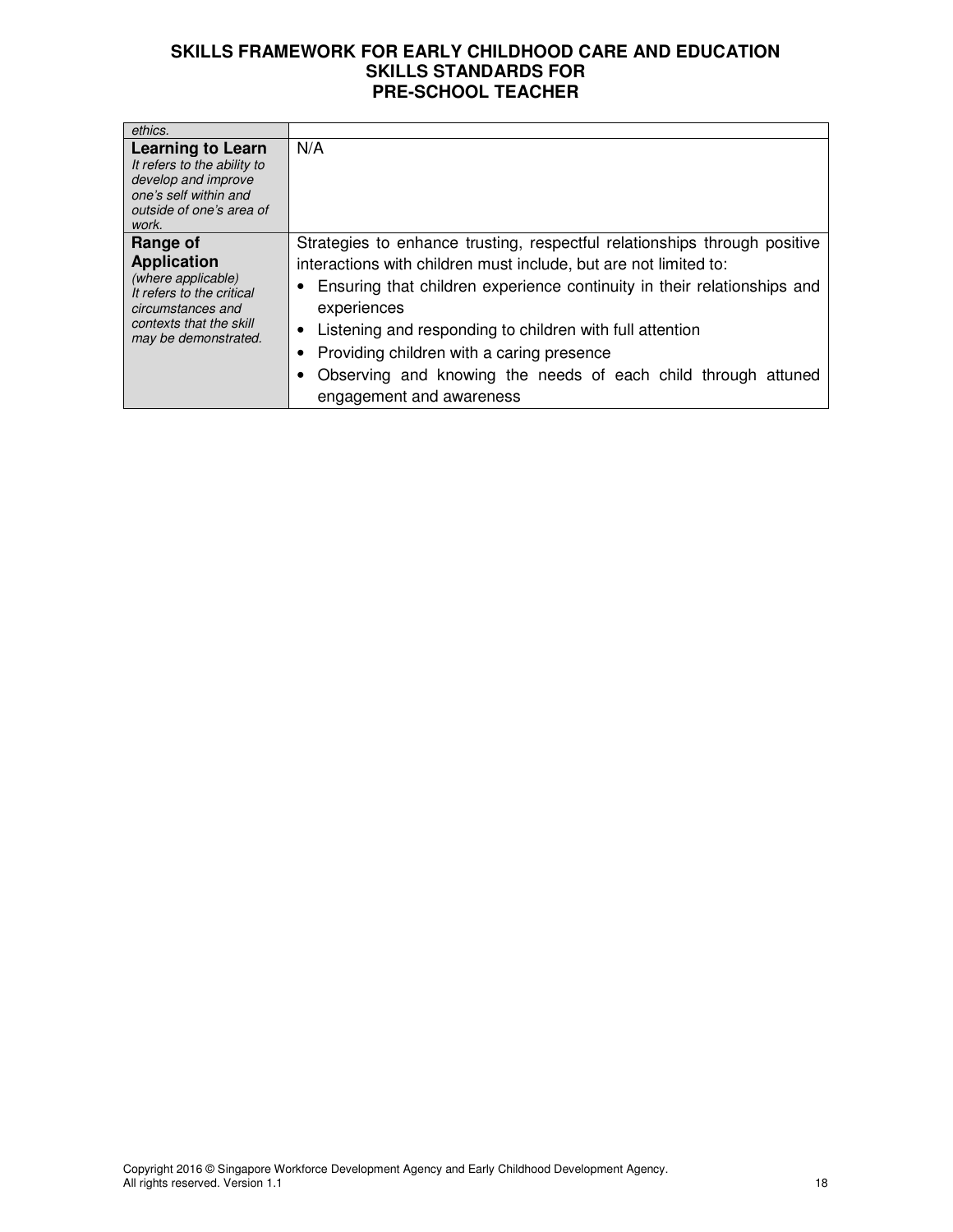| | |
|---|---|
| *ethics.* | |
| **Learning to Learn** *It refers to the ability to develop and improve one's self within and outside of one's area of work.* | N/A |
| **Range of Application** *(where applicable) It refers to the critical circumstances and contexts that the skill may be demonstrated.* | Strategies to enhance trusting, respectful relationships through positive interactions with children must include, but are not limited to:<br>• Ensuring that children experience continuity in their relationships and experiences<br>• Listening and responding to children with full attention<br>• Providing children with a caring presence<br>• Observing and knowing the needs of each child through attuned engagement and awareness |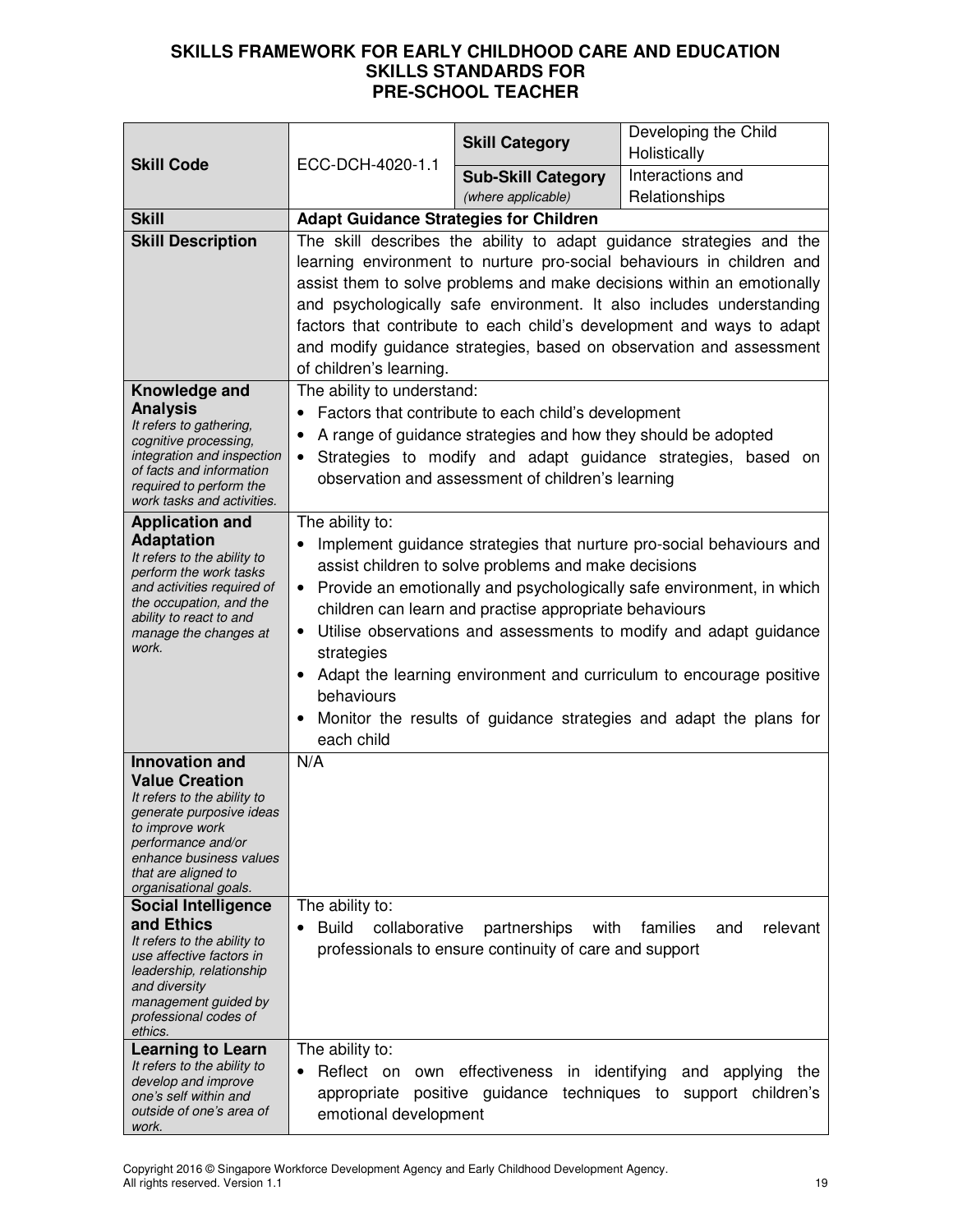# SKILLS FRAMEWORK FOR EARLY CHILDHOOD CARE AND EDUCATION
## SKILLS STANDARDS FOR PRE-SCHOOL TEACHER

| | | | |
|---|---|---|---|
| **Skill Code** | ECC-DCH-4020-1.1 | **Skill Category** | Developing the Child Holistically |
| | | **Sub-Skill Category** *(where applicable)* | Interactions and Relationships |
| **Skill** | **Adapt Guidance Strategies for Children** | | |
| **Skill Description** | The skill describes the ability to adapt guidance strategies and the learning environment to nurture pro-social behaviours in children and assist them to solve problems and make decisions within an emotionally and psychologically safe environment. It also includes understanding factors that contribute to each child's development and ways to adapt and modify guidance strategies, based on observation and assessment of children's learning. | | |
| **Knowledge and Analysis** *It refers to gathering, cognitive processing, integration and inspection of facts and information required to perform the work tasks and activities.* | The ability to understand: <br>• Factors that contribute to each child's development <br>• A range of guidance strategies and how they should be adopted <br>• Strategies to modify and adapt guidance strategies, based on observation and assessment of children's learning | | |
| **Application and Adaptation** *It refers to the ability to perform the work tasks and activities required of the occupation, and the ability to react to and manage the changes at work.* | The ability to: <br>• Implement guidance strategies that nurture pro-social behaviours and assist children to solve problems and make decisions <br>• Provide an emotionally and psychologically safe environment, in which children can learn and practise appropriate behaviours <br>• Utilise observations and assessments to modify and adapt guidance strategies <br>• Adapt the learning environment and curriculum to encourage positive behaviours <br>• Monitor the results of guidance strategies and adapt the plans for each child | | |
| **Innovation and Value Creation** *It refers to the ability to generate purposeful ideas to improve work performance and/or enhance business values that are aligned to organisational goals.* | N/A | | |
| **Social Intelligence and Ethics** *It refers to the ability to use affective factors in leadership, relationship and diversity management guided by professional codes of ethics.* | The ability to: <br>• Build collaborative partnerships with families and relevant professionals to ensure continuity of care and support | | |
| **Learning to Learn** *It refers to the ability to develop and improve one's self within and outside of one's area of work.* | The ability to: <br>• Reflect on own effectiveness in identifying and applying the appropriate positive guidance techniques to support children's emotional development | | |

Copyright 2016 © Singapore Workforce Development Agency and Early Childhood Development Agency. All rights reserved. Version 1.1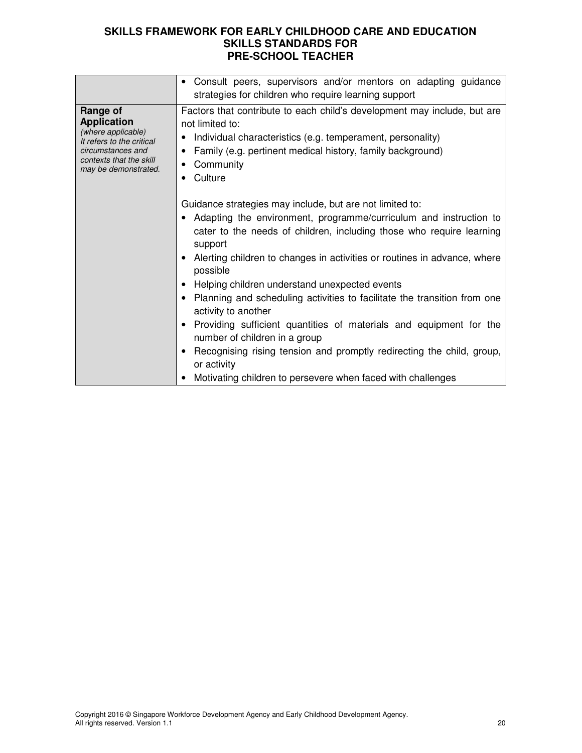| | |
|---|---|
| | • Consult peers, supervisors and/or mentors on adapting guidance strategies for children who require learning support |
| **Range of Application** *(where applicable)* *It refers to the critical circumstances and contexts that the skill may be demonstrated.* | Factors that contribute to each child's development may include, but are not limited to:<br>• Individual characteristics (e.g. temperament, personality)<br>• Family (e.g. pertinent medical history, family background)<br>• Community<br>• Culture<br><br>Guidance strategies may include, but are not limited to:<br>• Adapting the environment, programme/curriculum and instruction to cater to the needs of children, including those who require learning support<br>• Alerting children to changes in activities or routines in advance, where possible<br>• Helping children understand unexpected events<br>• Planning and scheduling activities to facilitate the transition from one activity to another<br>• Providing sufficient quantities of materials and equipment for the number of children in a group<br>• Recognising rising tension and promptly redirecting the child, group, or activity<br>• Motivating children to persevere when faced with challenges |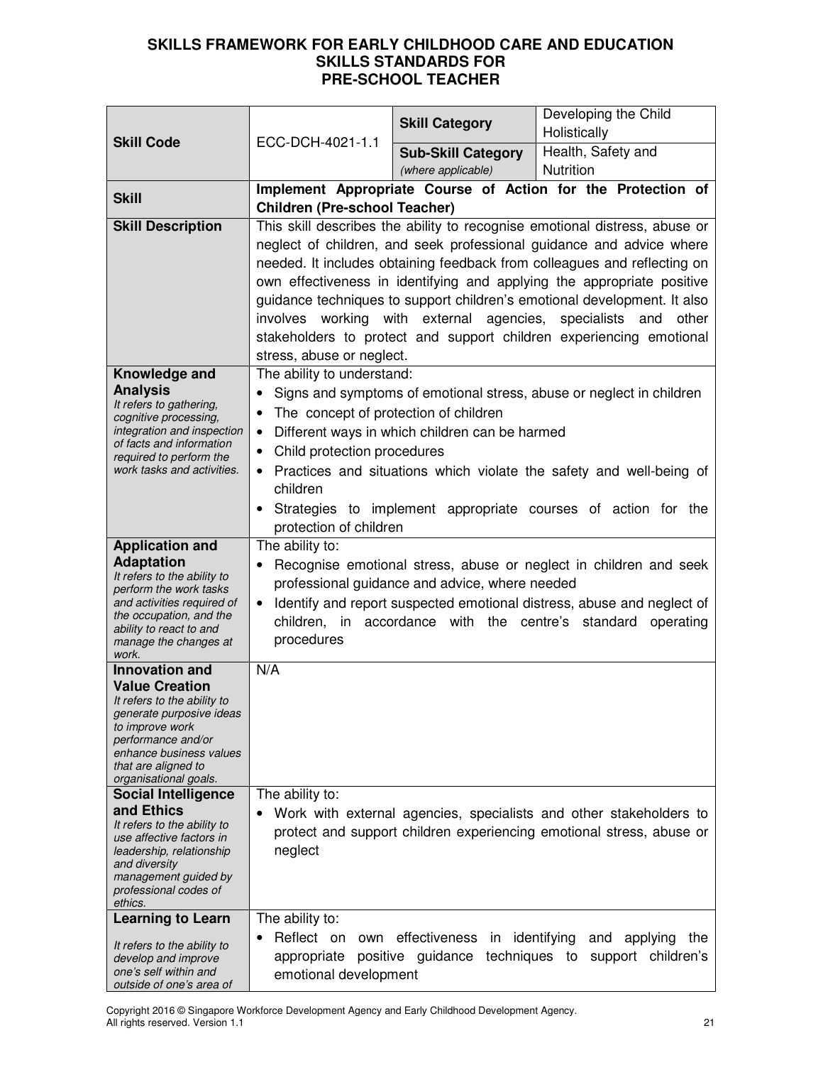# SKILLS FRAMEWORK FOR EARLY CHILDHOOD CARE AND EDUCATION
## SKILLS STANDARDS FOR PRE-SCHOOL TEACHER

| | | | |
|---|---|---|---|
| **Skill Code** | ECC-DCH-4021-1.1 | **Skill Category** | Developing the Child Holistically |
| | | **Sub-Skill Category** *(where applicable)* | Health, Safety and Nutrition |
| **Skill** | **Implement Appropriate Course of Action for the Protection of Children (Pre-school Teacher)** | | |
| **Skill Description** | This skill describes the ability to recognise emotional distress, abuse or neglect of children, and seek professional guidance and advice where needed. It includes obtaining feedback from colleagues and reflecting on own effectiveness in identifying and applying the appropriate positive guidance techniques to support children's emotional development. It also involves working with external agencies, specialists and other stakeholders to protect and support children experiencing emotional stress, abuse or neglect. | | |
| **Knowledge and Analysis** *It refers to gathering, cognitive processing, integration and inspection of facts and information required to perform the work tasks and activities.* | The ability to understand:<br>• Signs and symptoms of emotional stress, abuse or neglect in children<br>• The concept of protection of children<br>• Different ways in which children can be harmed<br>• Child protection procedures<br>• Practices and situations which violate the safety and well-being of children<br>• Strategies to implement appropriate courses of action for the protection of children | | |
| **Application and Adaptation** *It refers to the ability to perform the work tasks and activities required of the occupation, and the ability to react to and manage the changes at work.* | The ability to:<br>• Recognise emotional stress, abuse or neglect in children and seek professional guidance and advice, where needed<br>• Identify and report suspected emotional distress, abuse and neglect of children, in accordance with the centre's standard operating procedures | | |
| **Innovation and Value Creation** *It refers to the ability to generate purposive ideas to improve work performance and/or enhance business values that are aligned to organisational goals.* | N/A | | |
| **Social Intelligence and Ethics** *It refers to the ability to use affective factors in leadership, relationship and diversity management guided by professional codes of ethics.* | The ability to:<br>• Work with external agencies, specialists and other stakeholders to protect and support children experiencing emotional stress, abuse or neglect | | |
| **Learning to Learn** *It refers to the ability to develop and improve one's self within and outside of one's area of* | The ability to:<br>• Reflect on own effectiveness in identifying and applying the appropriate positive guidance techniques to support children's emotional development | | |

Copyright 2016 © Singapore Workforce Development Agency and Early Childhood Development Agency. All rights reserved. Version 1.1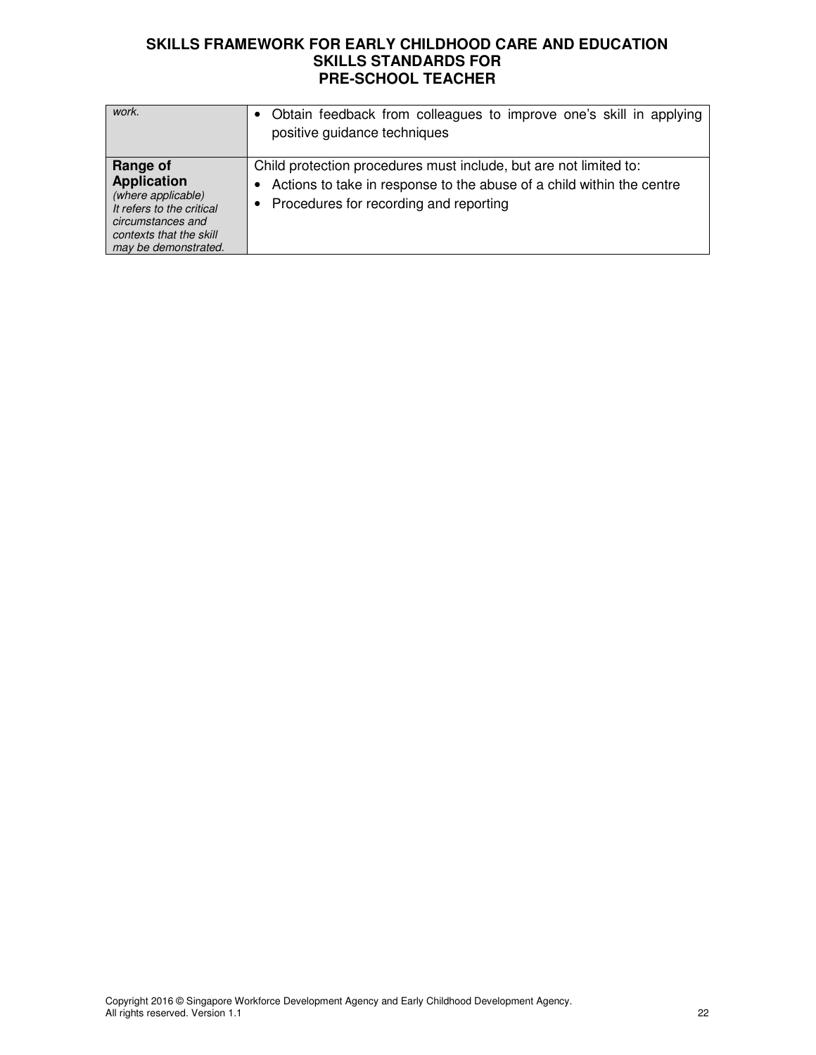| | |
|---|---|
| *work.* | • Obtain feedback from colleagues to improve one's skill in applying positive guidance techniques |
| **Range of Application** *(where applicable)* *It refers to the critical circumstances and contexts that the skill may be demonstrated.* | Child protection procedures must include, but are not limited to: • Actions to take in response to the abuse of a child within the centre • Procedures for recording and reporting |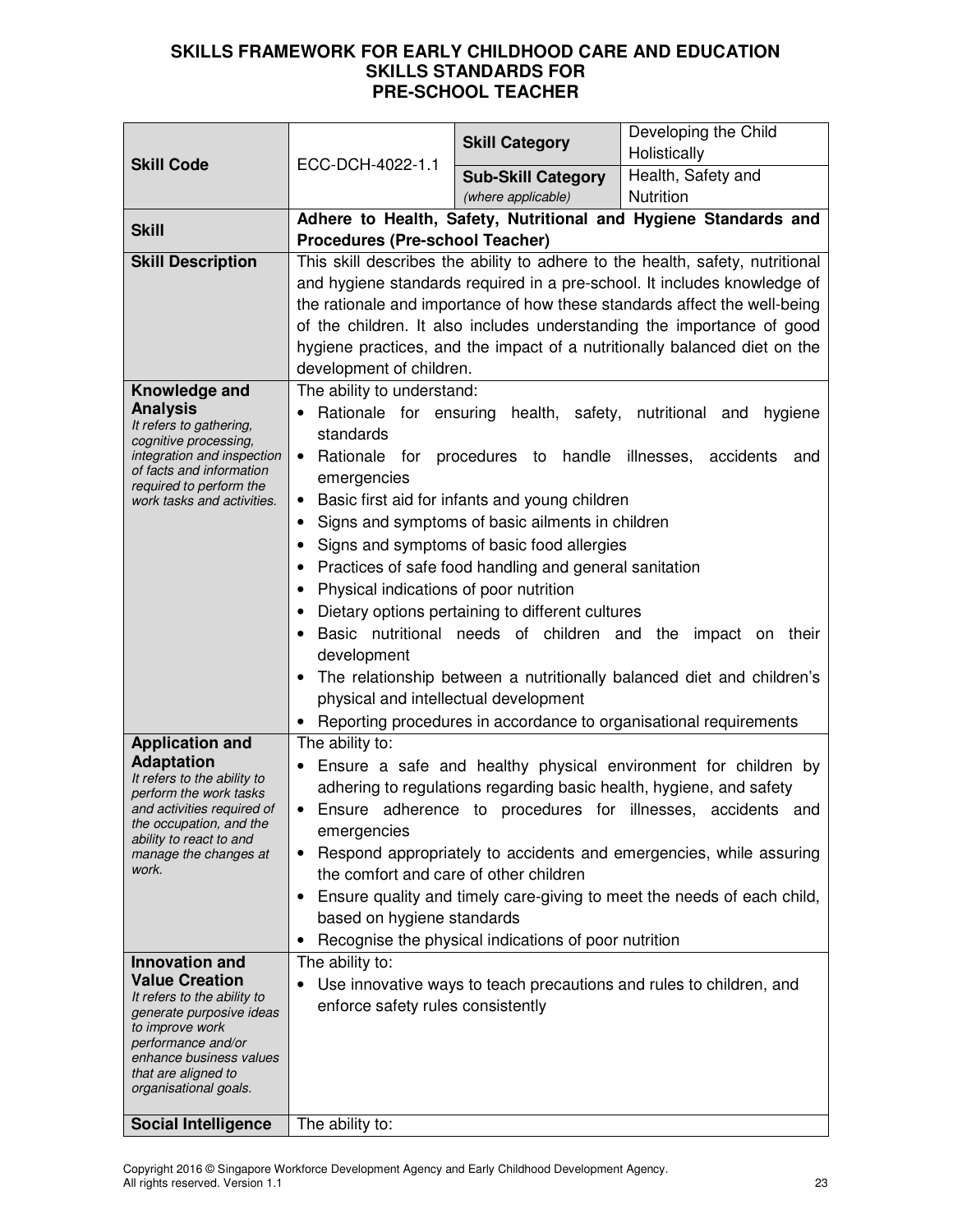# SKILLS FRAMEWORK FOR EARLY CHILDHOOD CARE AND EDUCATION
## SKILLS STANDARDS FOR PRE-SCHOOL TEACHER

| | | | |
|---|---|---|---|
| **Skill Code** | ECC-DCH-4022-1.1 | **Skill Category** | Developing the Child Holistically |
| | | **Sub-Skill Category** *(where applicable)* | Health, Safety and Nutrition |
| **Skill** | **Adhere to Health, Safety, Nutritional and Hygiene Standards and Procedures (Pre-school Teacher)** | | |
| **Skill Description** | This skill describes the ability to adhere to the health, safety, nutritional and hygiene standards required in a pre-school. It includes knowledge of the rationale and importance of how these standards affect the well-being of the children. It also includes understanding the importance of good hygiene practices, and the impact of a nutritionally balanced diet on the development of children. | | |
| **Knowledge and Analysis** *It refers to gathering, cognitive processing, integration and inspection of facts and information required to perform the work tasks and activities.* | The ability to understand:<br>• Rationale for ensuring health, safety, nutritional and hygiene standards<br>• Rationale for procedures to handle illnesses, accidents and emergencies<br>• Basic first aid for infants and young children<br>• Signs and symptoms of basic ailments in children<br>• Signs and symptoms of basic food allergies<br>• Practices of safe food handling and general sanitation<br>• Physical indications of poor nutrition<br>• Dietary options pertaining to different cultures<br>• Basic nutritional needs of children and the impact on their development<br>• The relationship between a nutritionally balanced diet and children's physical and intellectual development<br>• Reporting procedures in accordance to organisational requirements | | |
| **Application and Adaptation** *It refers to the ability to perform the work tasks and activities required of the occupation, and the ability to react to and manage the changes at work.* | The ability to:<br>• Ensure a safe and healthy physical environment for children by adhering to regulations regarding basic health, hygiene, and safety<br>• Ensure adherence to procedures for illnesses, accidents and emergencies<br>• Respond appropriately to accidents and emergencies, while assuring the comfort and care of other children<br>• Ensure quality and timely care-giving to meet the needs of each child, based on hygiene standards<br>• Recognise the physical indications of poor nutrition | | |
| **Innovation and Value Creation** *It refers to the ability to generate purposive ideas to improve work performance and/or enhance business values that are aligned to organisational goals.* | The ability to:<br>• Use innovative ways to teach precautions and rules to children, and enforce safety rules consistently | | |
| **Social Intelligence** | The ability to: | | |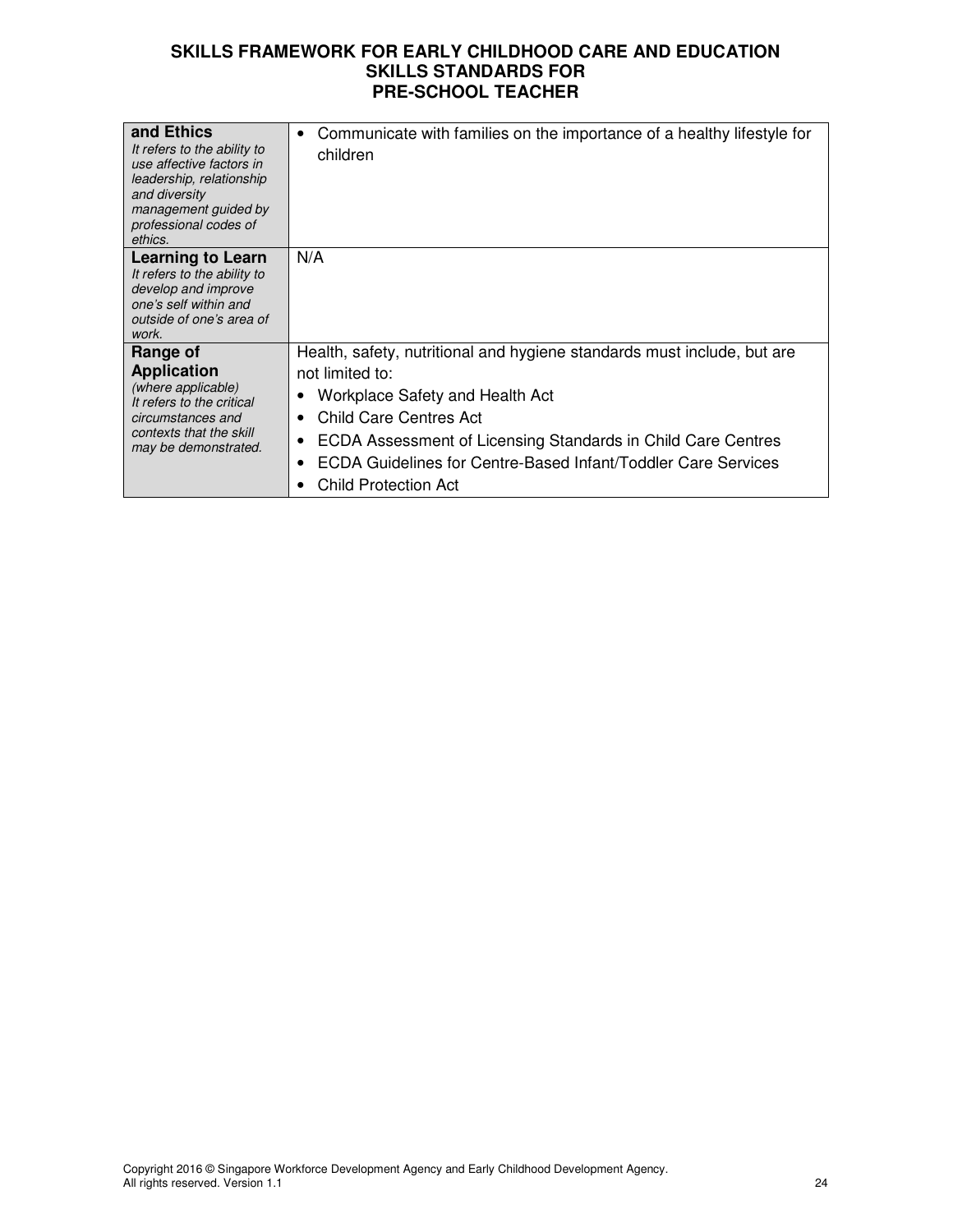| and Ethics<br>*It refers to the ability to use affective factors in leadership, relationship and diversity management guided by professional codes of ethics.* | • Communicate with families on the importance of a healthy lifestyle for children |
|---|---|
| **Learning to Learn**<br>*It refers to the ability to develop and improve one's self within and outside of one's area of work.* | N/A |
| **Range of Application**<br>*(where applicable)*<br>*It refers to the critical circumstances and contexts that the skill may be demonstrated.* | Health, safety, nutritional and hygiene standards must include, but are not limited to:<br>• Workplace Safety and Health Act<br>• Child Care Centres Act<br>• ECDA Assessment of Licensing Standards in Child Care Centres<br>• ECDA Guidelines for Centre-Based Infant/Toddler Care Services<br>• Child Protection Act |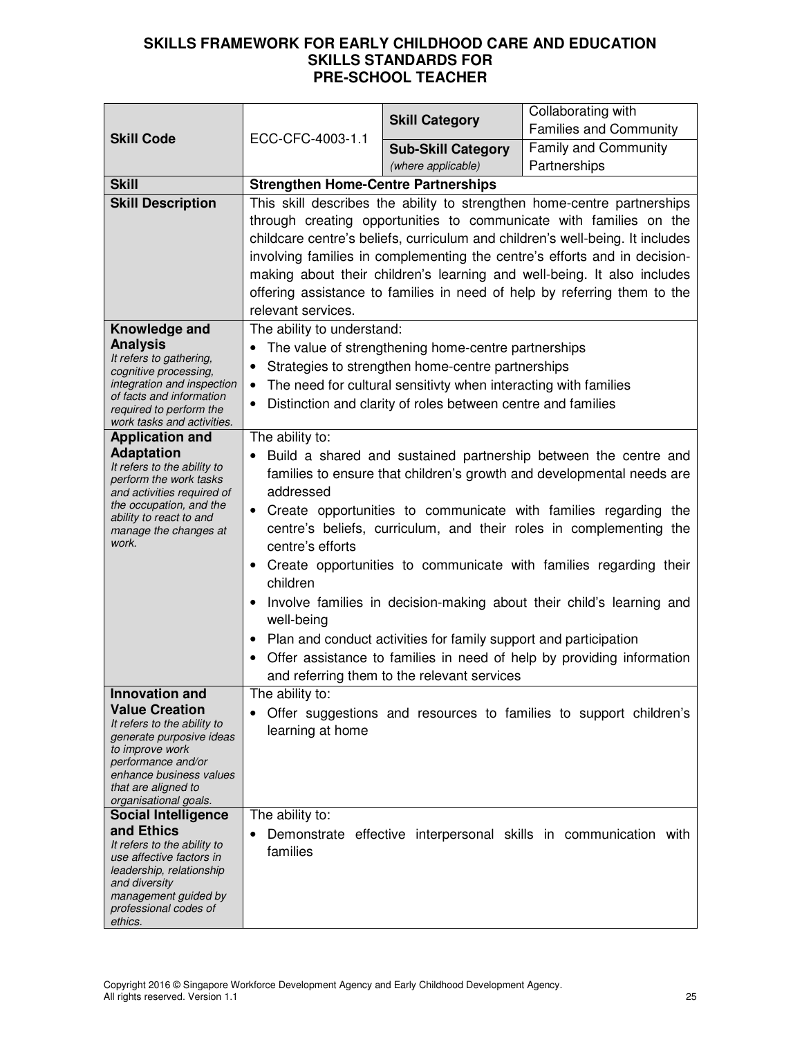**SKILLS FRAMEWORK FOR EARLY CHILDHOOD CARE AND EDUCATION**
**SKILLS STANDARDS FOR**
**PRE-SCHOOL TEACHER**

| **Skill Code** | ECC-CFC-4003-1.1 | **Skill Category** | Collaborating with Families and Community |
|---|---|---|---|
| | | **Sub-Skill Category** *(where applicable)* | Family and Community Partnerships |
| **Skill** | **Strengthen Home-Centre Partnerships** | | |
| **Skill Description** | This skill describes the ability to strengthen home-centre partnerships through creating opportunities to communicate with families on the childcare centre's beliefs, curriculum and children's well-being. It includes involving families in complementing the centre's efforts and in decision-making about their children's learning and well-being. It also includes offering assistance to families in need of help by referring them to the relevant services. | | |
| **Knowledge and Analysis** *It refers to gathering, cognitive processing, integration and inspection of facts and information required to perform the work tasks and activities.* | The ability to understand:<br>• The value of strengthening home-centre partnerships<br>• Strategies to strengthen home-centre partnerships<br>• The need for cultural sensitivty when interacting with families<br>• Distinction and clarity of roles between centre and families | | |
| **Application and Adaptation** *It refers to the ability to perform the work tasks and activities required of the occupation, and the ability to react to and manage the changes at work.* | The ability to:<br>• Build a shared and sustained partnership between the centre and families to ensure that children's growth and developmental needs are addressed<br>• Create opportunities to communicate with families regarding the centre's beliefs, curriculum, and their roles in complementing the centre's efforts<br>• Create opportunities to communicate with families regarding their children<br>• Involve families in decision-making about their child's learning and well-being<br>• Plan and conduct activities for family support and participation<br>• Offer assistance to families in need of help by providing information and referring them to the relevant services | | |
| **Innovation and Value Creation** *It refers to the ability to generate purposive ideas to improve work performance and/or enhance business values that are aligned to organisational goals.* | The ability to:<br>• Offer suggestions and resources to families to support children's learning at home | | |
| **Social Intelligence and Ethics** *It refers to the ability to use affective factors in leadership, relationship and diversity management guided by professional codes of ethics.* | The ability to:<br>• Demonstrate effective interpersonal skills in communication with families | | |

Copyright 2016 © Singapore Workforce Development Agency and Early Childhood Development Agency.
All rights reserved. Version 1.1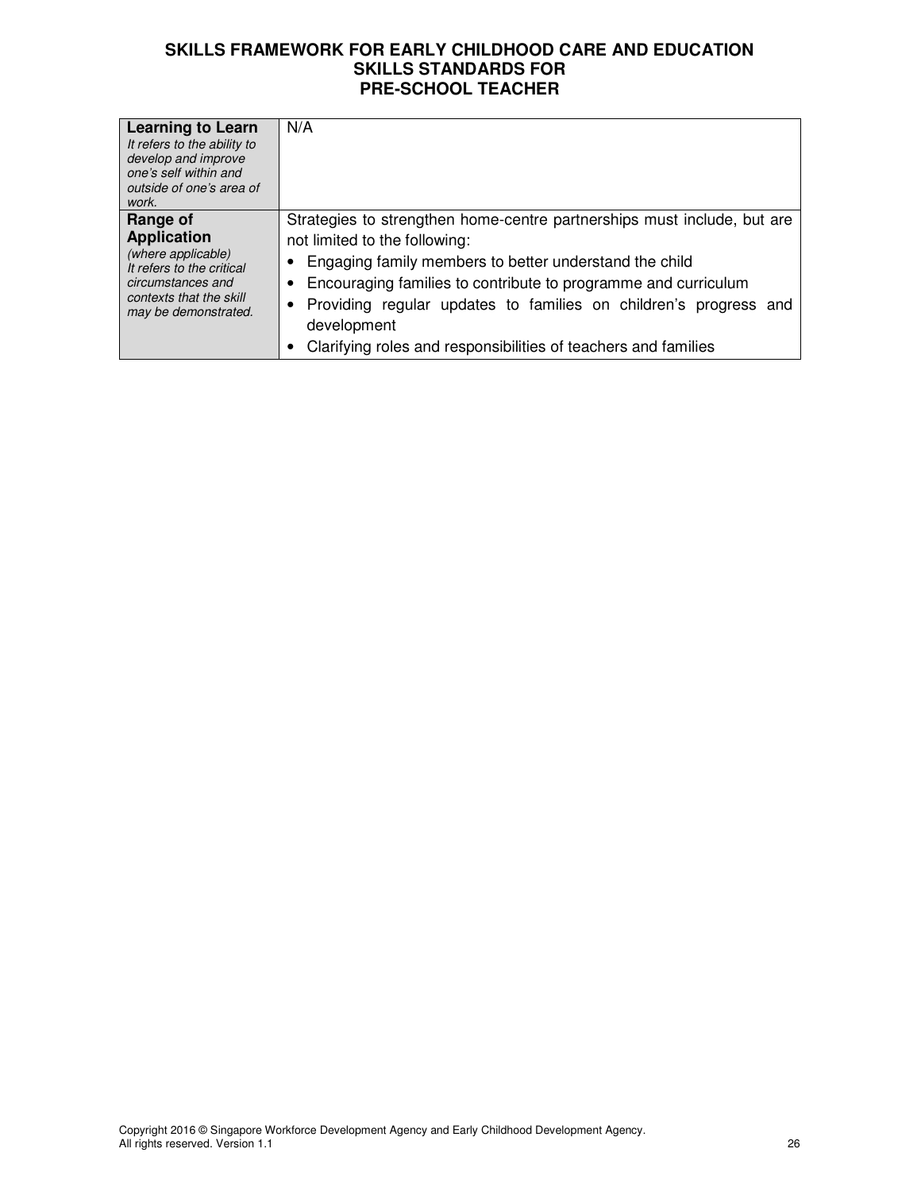| | |
|---|---|
| **Learning to Learn**<br>*It refers to the ability to develop and improve one's self within and outside of one's area of work.* | N/A |
| **Range of Application**<br>*(where applicable)*<br>*It refers to the critical circumstances and contexts that the skill may be demonstrated.* | Strategies to strengthen home-centre partnerships must include, but are not limited to the following:<br>• Engaging family members to better understand the child<br>• Encouraging families to contribute to programme and curriculum<br>• Providing regular updates to families on children's progress and development<br>• Clarifying roles and responsibilities of teachers and families |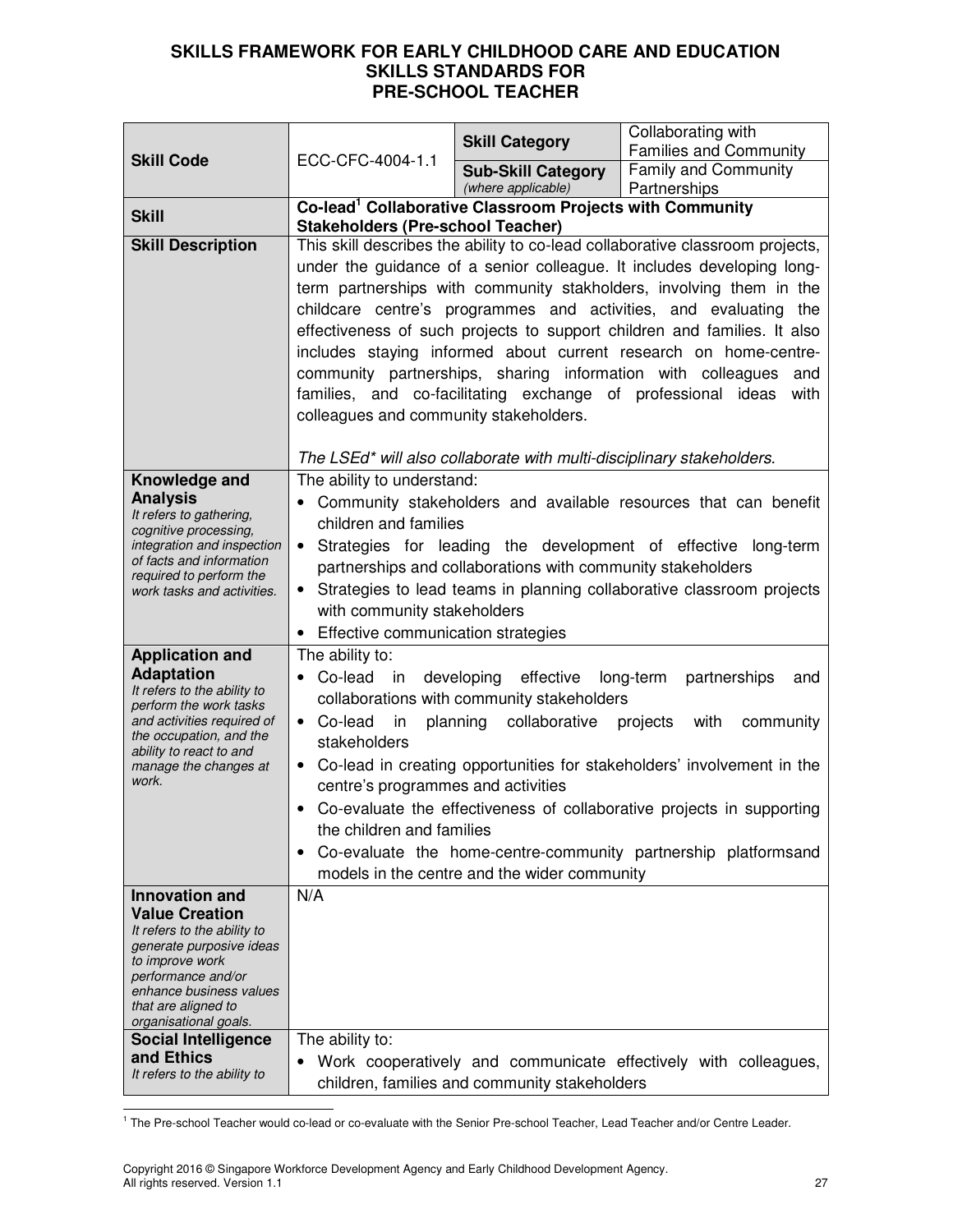**SKILLS FRAMEWORK FOR EARLY CHILDHOOD CARE AND EDUCATION**
**SKILLS STANDARDS FOR**
**PRE-SCHOOL TEACHER**

| **Skill Code** | ECC-CFC-4004-1.1 | **Skill Category** | Collaborating with Families and Community |
|---|---|---|---|
| | | **Sub-Skill Category** *(where applicable)* | Family and Community Partnerships |
| **Skill** | **Co-lead[1] Collaborative Classroom Projects with Community Stakeholders (Pre-school Teacher)** | | |
| **Skill Description** | This skill describes the ability to co-lead collaborative classroom projects, under the guidance of a senior colleague. It includes developing long-term partnerships with community stakholders, involving them in the childcare centre's programmes and activities, and evaluating the effectiveness of such projects to support children and families. It also includes staying informed about current research on home-centre-community partnerships, sharing information with colleagues and families, and co-facilitating exchange of professional ideas with colleagues and community stakeholders.<br><br>*The LSEd\* will also collaborate with multi-disciplinary stakeholders.* | | |
| **Knowledge and Analysis**<br>*It refers to gathering, cognitive processing, integration and inspection of facts and information required to perform the work tasks and activities.* | The ability to understand:<br>• Community stakeholders and available resources that can benefit children and families<br>• Strategies for leading the development of effective long-term partnerships and collaborations with community stakeholders<br>• Strategies to lead teams in planning collaborative classroom projects with community stakeholders<br>• Effective communication strategies | | |
| **Application and Adaptation**<br>*It refers to the ability to perform the work tasks and activities required of the occupation, and the ability to react to and manage the changes at work.* | The ability to:<br>• Co-lead in developing effective long-term partnerships and collaborations with community stakeholders<br>• Co-lead in planning collaborative projects with community stakeholders<br>• Co-lead in creating opportunities for stakeholders' involvement in the centre's programmes and activities<br>• Co-evaluate the effectiveness of collaborative projects in supporting the children and families<br>• Co-evaluate the home-centre-community partnership platformsand models in the centre and the wider community | | |
| **Innovation and Value Creation**<br>*It refers to the ability to generate purposive ideas to improve work performance and/or enhance business values that are aligned to organisational goals.* | N/A | | |
| **Social Intelligence and Ethics**<br>*It refers to the ability to* | The ability to:<br>• Work cooperatively and communicate effectively with colleagues, children, families and community stakeholders | | |

[1] The Pre-school Teacher would co-lead or co-evaluate with the Senior Pre-school Teacher, Lead Teacher and/or Centre Leader.

Copyright 2016 © Singapore Workforce Development Agency and Early Childhood Development Agency. All rights reserved. Version 1.1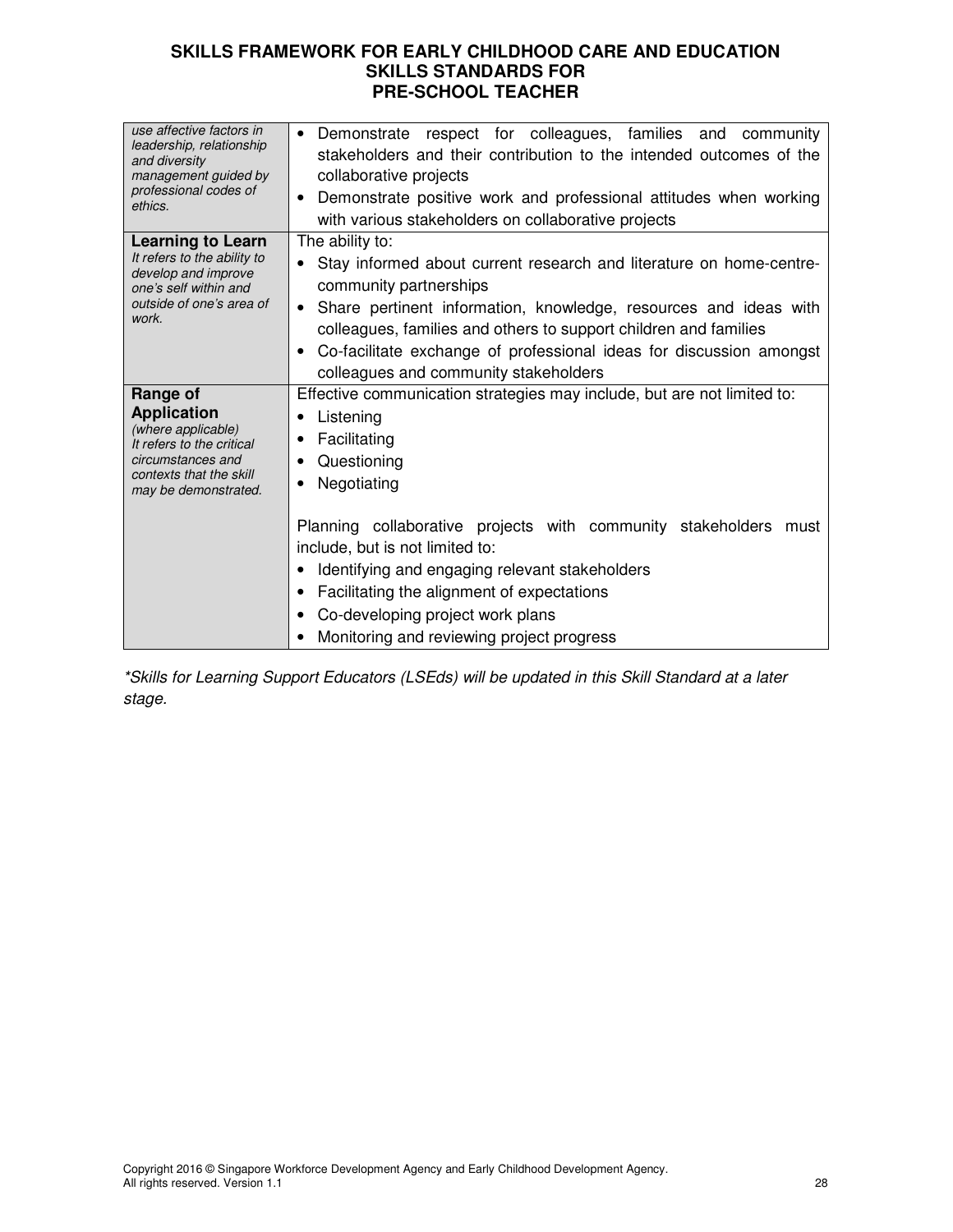| | |
|---|---|
| *use affective factors in leadership, relationship and diversity management guided by professional codes of ethics.* | • Demonstrate respect for colleagues, families and community stakeholders and their contribution to the intended outcomes of the collaborative projects<br>• Demonstrate positive work and professional attitudes when working with various stakeholders on collaborative projects |
| **Learning to Learn**<br>*It refers to the ability to develop and improve one's self within and outside of one's area of work.* | The ability to:<br>• Stay informed about current research and literature on home-centre-community partnerships<br>• Share pertinent information, knowledge, resources and ideas with colleagues, families and others to support children and families<br>• Co-facilitate exchange of professional ideas for discussion amongst colleagues and community stakeholders |
| **Range of Application**<br>*(where applicable)*<br>*It refers to the critical circumstances and contexts that the skill may be demonstrated.* | Effective communication strategies may include, but are not limited to:<br>• Listening<br>• Facilitating<br>• Questioning<br>• Negotiating<br><br>Planning collaborative projects with community stakeholders must include, but is not limited to:<br>• Identifying and engaging relevant stakeholders<br>• Facilitating the alignment of expectations<br>• Co-developing project work plans<br>• Monitoring and reviewing project progress |

*\*Skills for Learning Support Educators (LSEds) will be updated in this Skill Standard at a later stage.*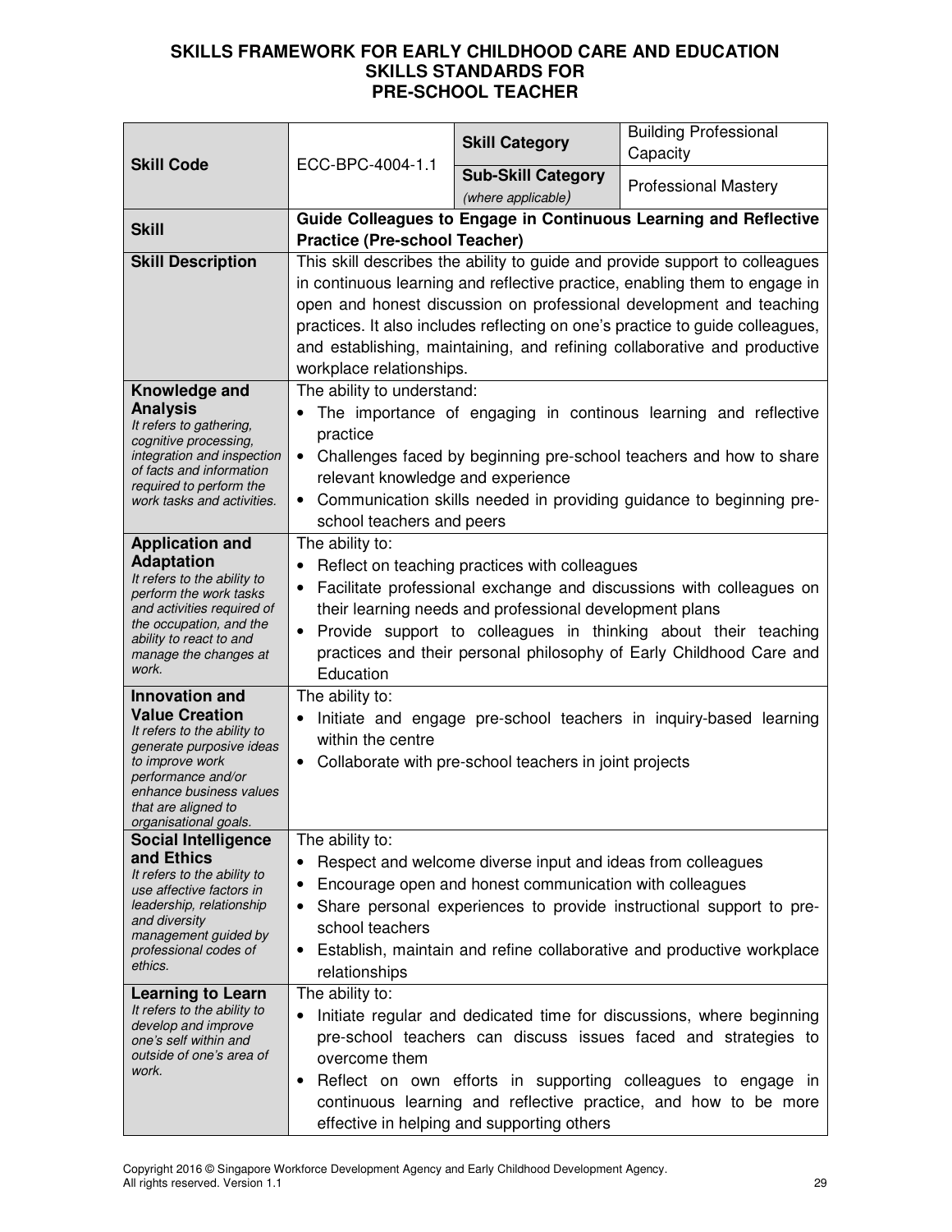**SKILLS FRAMEWORK FOR EARLY CHILDHOOD CARE AND EDUCATION**
**SKILLS STANDARDS FOR**
**PRE-SCHOOL TEACHER**

| **Skill Code** | ECC-BPC-4004-1.1 | **Skill Category** | Building Professional Capacity |
|---|---|---|---|
| | | **Sub-Skill Category** *(where applicable)* | Professional Mastery |
| **Skill** | **Guide Colleagues to Engage in Continuous Learning and Reflective Practice (Pre-school Teacher)** | | |
| **Skill Description** | This skill describes the ability to guide and provide support to colleagues in continuous learning and reflective practice, enabling them to engage in open and honest discussion on professional development and teaching practices. It also includes reflecting on one's practice to guide colleagues, and establishing, maintaining, and refining collaborative and productive workplace relationships. | | |
| **Knowledge and Analysis** *It refers to gathering, cognitive processing, integration and inspection of facts and information required to perform the work tasks and activities.* | The ability to understand: <br>• The importance of engaging in continous learning and reflective practice <br>• Challenges faced by beginning pre-school teachers and how to share relevant knowledge and experience <br>• Communication skills needed in providing guidance to beginning pre-school teachers and peers | | |
| **Application and Adaptation** *It refers to the ability to perform the work tasks and activities required of the occupation, and the ability to react to and manage the changes at work.* | The ability to: <br>• Reflect on teaching practices with colleagues <br>• Facilitate professional exchange and discussions with colleagues on their learning needs and professional development plans <br>• Provide support to colleagues in thinking about their teaching practices and their personal philosophy of Early Childhood Care and Education | | |
| **Innovation and Value Creation** *It refers to the ability to generate purposive ideas to improve work performance and/or enhance business values that are aligned to organisational goals.* | The ability to: <br>• Initiate and engage pre-school teachers in inquiry-based learning within the centre <br>• Collaborate with pre-school teachers in joint projects | | |
| **Social Intelligence and Ethics** *It refers to the ability to use affective factors in leadership, relationship and diversity management guided by professional codes of ethics.* | The ability to: <br>• Respect and welcome diverse input and ideas from colleagues <br>• Encourage open and honest communication with colleagues <br>• Share personal experiences to provide instructional support to pre-school teachers <br>• Establish, maintain and refine collaborative and productive workplace relationships | | |
| **Learning to Learn** *It refers to the ability to develop and improve one's self within and outside of one's area of work.* | The ability to: <br>• Initiate regular and dedicated time for discussions, where beginning pre-school teachers can discuss issues faced and strategies to overcome them <br>• Reflect on own efforts in supporting colleagues to engage in continuous learning and reflective practice, and how to be more effective in helping and supporting others | | |

Copyright 2016 © Singapore Workforce Development Agency and Early Childhood Development Agency. All rights reserved. Version 1.1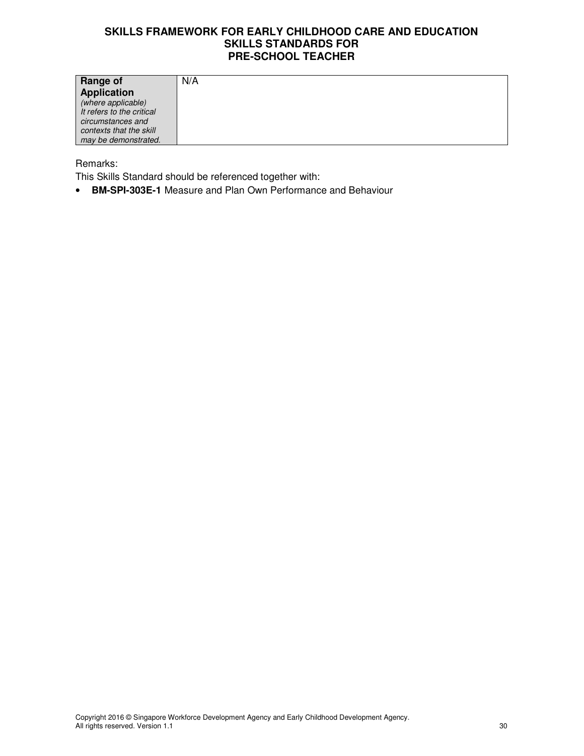| **Range of Application** *(where applicable) It refers to the critical circumstances and contexts that the skill may be demonstrated.* | N/A |
|---|---|

Remarks:

This Skills Standard should be referenced together with:

- **BM-SPI-303E-1** Measure and Plan Own Performance and Behaviour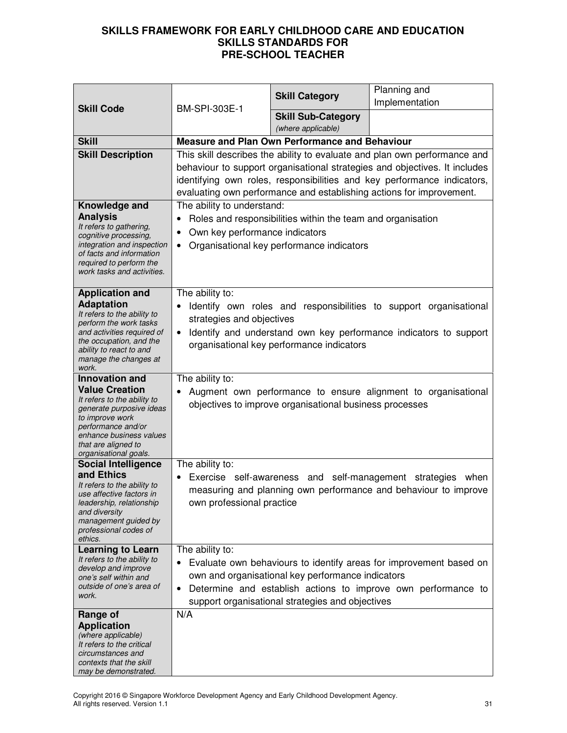# SKILLS FRAMEWORK FOR EARLY CHILDHOOD CARE AND EDUCATION SKILLS STANDARDS FOR PRE-SCHOOL TEACHER

| | | | |
|---|---|---|---|
| **Skill Code** | BM-SPI-303E-1 | **Skill Category** | Planning and Implementation |
| | | **Skill Sub-Category** *(where applicable)* | |
| **Skill** | **Measure and Plan Own Performance and Behaviour** | | |
| **Skill Description** | This skill describes the ability to evaluate and plan own performance and behaviour to support organisational strategies and objectives. It includes identifying own roles, responsibilities and key performance indicators, evaluating own performance and establishing actions for improvement. | | |
| **Knowledge and Analysis** *It refers to gathering, cognitive processing, integration and inspection of facts and information required to perform the work tasks and activities.* | The ability to understand:<br>• Roles and responsibilities within the team and organisation<br>• Own key performance indicators<br>• Organisational key performance indicators | | |
| **Application and Adaptation** *It refers to the ability to perform the work tasks and activities required of the occupation, and the ability to react to and manage the changes at work.* | The ability to:<br>• Identify own roles and responsibilities to support organisational strategies and objectives<br>• Identify and understand own key performance indicators to support organisational key performance indicators | | |
| **Innovation and Value Creation** *It refers to the ability to generate purposive ideas to improve work performance and/or enhance business values that are aligned to organisational goals.* | The ability to:<br>• Augment own performance to ensure alignment to organisational objectives to improve organisational business processes | | |
| **Social Intelligence and Ethics** *It refers to the ability to use affective factors in leadership, relationship and diversity management guided by professional codes of ethics.* | The ability to:<br>• Exercise self-awareness and self-management strategies when measuring and planning own performance and behaviour to improve own professional practice | | |
| **Learning to Learn** *It refers to the ability to develop and improve one's self within and outside of one's area of work.* | The ability to:<br>• Evaluate own behaviours to identify areas for improvement based on own and organisational key performance indicators<br>• Determine and establish actions to improve own performance to support organisational strategies and objectives | | |
| **Range of Application** *(where applicable) It refers to the critical circumstances and contexts that the skill may be demonstrated.* | N/A | | |

Copyright 2016 © Singapore Workforce Development Agency and Early Childhood Development Agency. All rights reserved. Version 1.1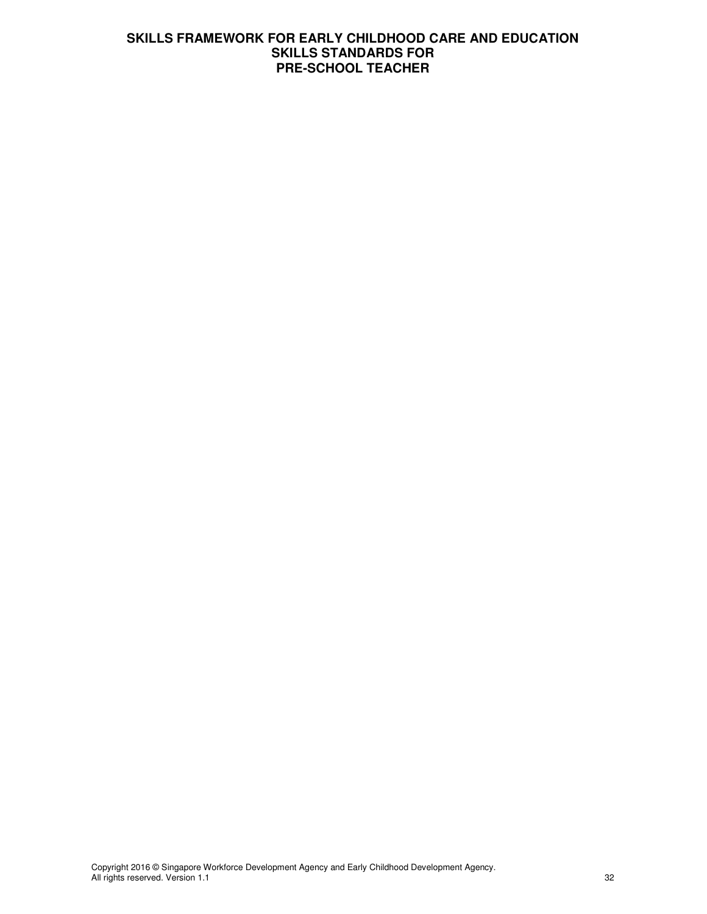**SKILLS FRAMEWORK FOR EARLY CHILDHOOD CARE AND EDUCATION**
**SKILLS STANDARDS FOR**
**PRE-SCHOOL TEACHER**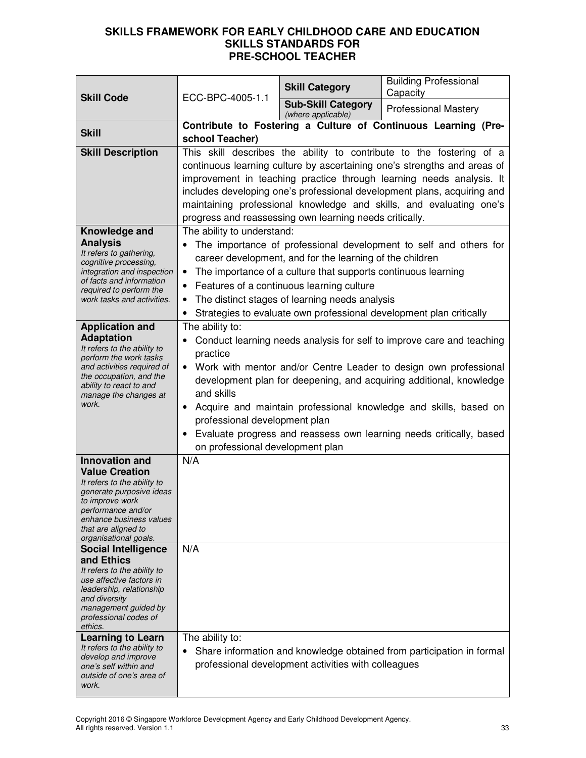# SKILLS FRAMEWORK FOR EARLY CHILDHOOD CARE AND EDUCATION
## SKILLS STANDARDS FOR PRE-SCHOOL TEACHER

| | | | |
|---|---|---|---|
| **Skill Code** | ECC-BPC-4005-1.1 | **Skill Category** | Building Professional Capacity |
| | | **Sub-Skill Category** *(where applicable)* | Professional Mastery |
| **Skill** | **Contribute to Fostering a Culture of Continuous Learning (Pre-school Teacher)** | | |
| **Skill Description** | This skill describes the ability to contribute to the fostering of a continuous learning culture by ascertaining one's strengths and areas of improvement in teaching practice through learning needs analysis. It includes developing one's professional development plans, acquiring and maintaining professional knowledge and skills, and evaluating one's progress and reassessing own learning needs critically. | | |
| **Knowledge and Analysis** *It refers to gathering, cognitive processing, integration and inspection of facts and information required to perform the work tasks and activities.* | The ability to understand:<br>• The importance of professional development to self and others for career development, and for the learning of the children<br>• The importance of a culture that supports continuous learning<br>• Features of a continuous learning culture<br>• The distinct stages of learning needs analysis<br>• Strategies to evaluate own professional development plan critically | | |
| **Application and Adaptation** *It refers to the ability to perform the work tasks and activities required of the occupation, and the ability to react to and manage the changes at work.* | The ability to:<br>• Conduct learning needs analysis for self to improve care and teaching practice<br>• Work with mentor and/or Centre Leader to design own professional development plan for deepening, and acquiring additional, knowledge and skills<br>• Acquire and maintain professional knowledge and skills, based on professional development plan<br>• Evaluate progress and reassess own learning needs critically, based on professional development plan | | |
| **Innovation and Value Creation** *It refers to the ability to generate purposive ideas to improve work performance and/or enhance business values that are aligned to organisational goals.* | N/A | | |
| **Social Intelligence and Ethics** *It refers to the ability to use affective factors in leadership, relationship and diversity management guided by professional codes of ethics.* | N/A | | |
| **Learning to Learn** *It refers to the ability to develop and improve one's self within and outside of one's area of work.* | The ability to:<br>• Share information and knowledge obtained from participation in formal professional development activities with colleagues | | |

Copyright 2016 © Singapore Workforce Development Agency and Early Childhood Development Agency. All rights reserved. Version 1.1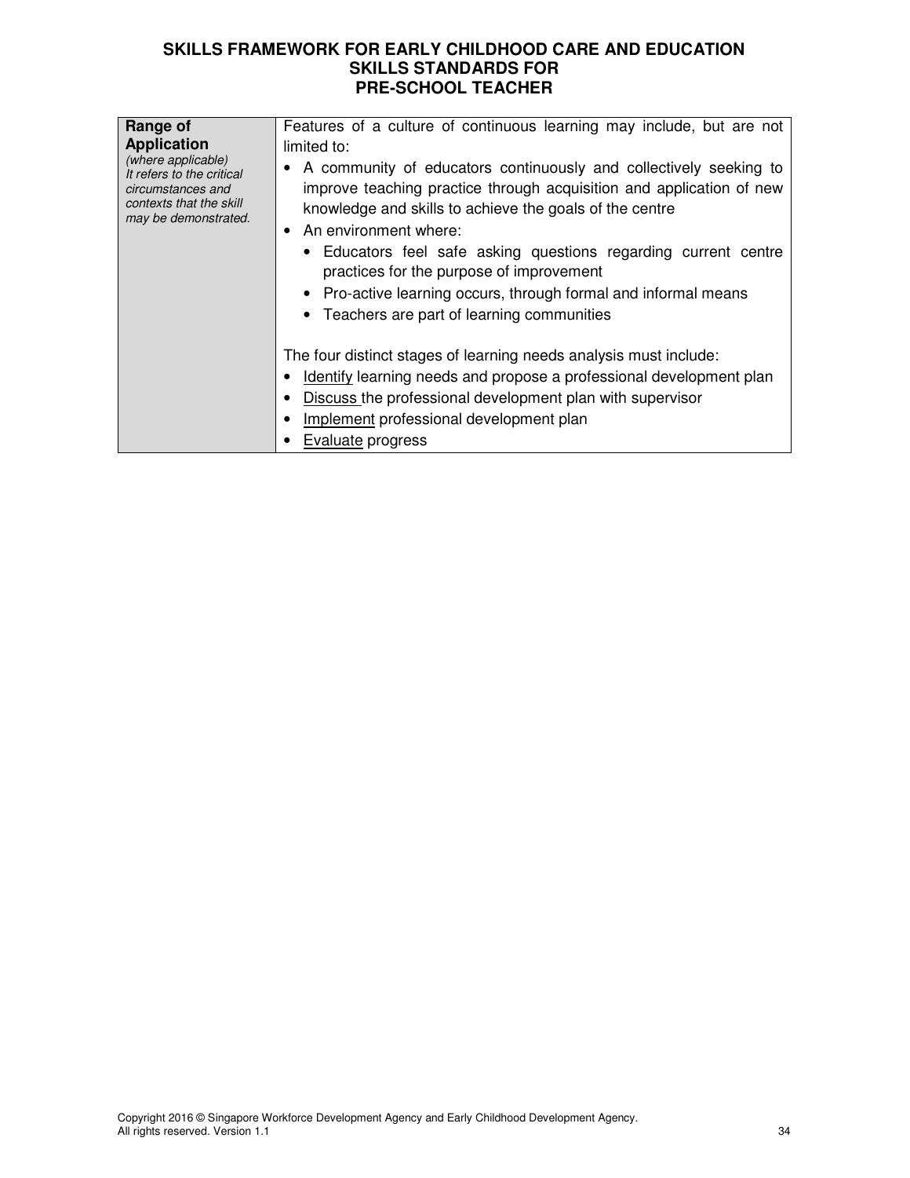| Range of Application (where applicable) *It refers to the critical circumstances and contexts that the skill may be demonstrated.* | Features of a culture of continuous learning may include, but are not limited to:<br>• A community of educators continuously and collectively seeking to improve teaching practice through acquisition and application of new knowledge and skills to achieve the goals of the centre<br>• An environment where:<br>&nbsp;&nbsp;• Educators feel safe asking questions regarding current centre practices for the purpose of improvement<br>&nbsp;&nbsp;• Pro-active learning occurs, through formal and informal means<br>&nbsp;&nbsp;• Teachers are part of learning communities<br><br>The four distinct stages of learning needs analysis must include:<br>• <u>Identify</u> learning needs and propose a professional development plan<br>• <u>Discuss</u> the professional development plan with supervisor<br>• <u>Implement</u> professional development plan<br>• <u>Evaluate</u> progress |
|---|---|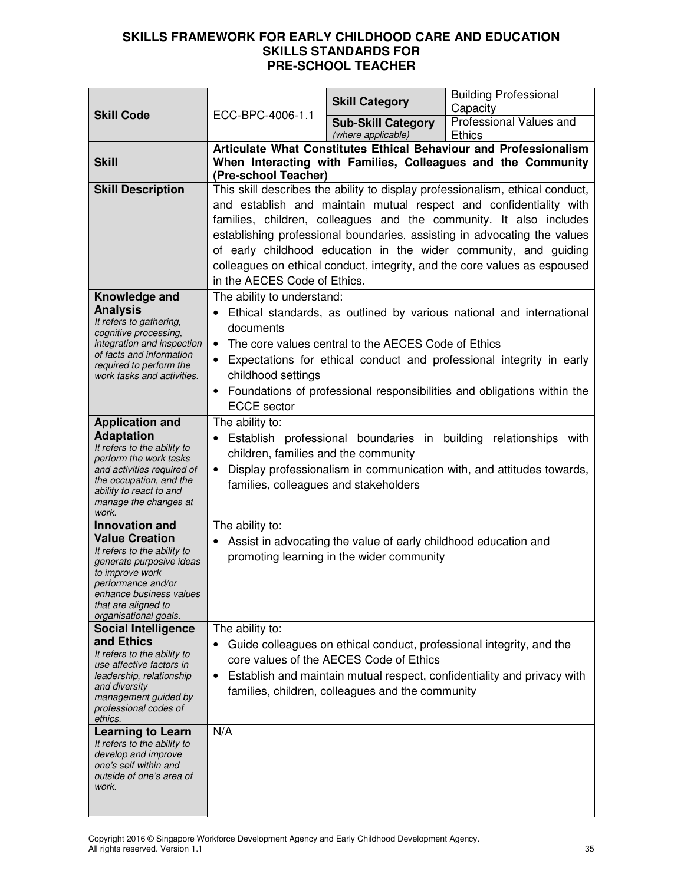# SKILLS FRAMEWORK FOR EARLY CHILDHOOD CARE AND EDUCATION
## SKILLS STANDARDS FOR PRE-SCHOOL TEACHER

| | | | |
|---|---|---|---|
| **Skill Code** | ECC-BPC-4006-1.1 | **Skill Category** | Building Professional Capacity |
| | | **Sub-Skill Category** *(where applicable)* | Professional Values and Ethics |
| **Skill** | **Articulate What Constitutes Ethical Behaviour and Professionalism When Interacting with Families, Colleagues and the Community (Pre-school Teacher)** | | |
| **Skill Description** | This skill describes the ability to display professionalism, ethical conduct, and establish and maintain mutual respect and confidentiality with families, children, colleagues and the community. It also includes establishing professional boundaries, assisting in advocating the values of early childhood education in the wider community, and guiding colleagues on ethical conduct, integrity, and the core values as espoused in the AECES Code of Ethics. | | |
| **Knowledge and Analysis** *It refers to gathering, cognitive processing, integration and inspection of facts and information required to perform the work tasks and activities.* | The ability to understand: <br>• Ethical standards, as outlined by various national and international documents <br>• The core values central to the AECES Code of Ethics <br>• Expectations for ethical conduct and professional integrity in early childhood settings <br>• Foundations of professional responsibilities and obligations within the ECCE sector | | |
| **Application and Adaptation** *It refers to the ability to perform the work tasks and activities required of the occupation, and the ability to react to and manage the changes at work.* | The ability to: <br>• Establish professional boundaries in building relationships with children, families and the community <br>• Display professionalism in communication with, and attitudes towards, families, colleagues and stakeholders | | |
| **Innovation and Value Creation** *It refers to the ability to generate purposive ideas to improve work performance and/or enhance business values that are aligned to organisational goals.* | The ability to: <br>• Assist in advocating the value of early childhood education and promoting learning in the wider community | | |
| **Social Intelligence and Ethics** *It refers to the ability to use affective factors in leadership, relationship and diversity management guided by professional codes of ethics.* | The ability to: <br>• Guide colleagues on ethical conduct, professional integrity, and the core values of the AECES Code of Ethics <br>• Establish and maintain mutual respect, confidentiality and privacy with families, children, colleagues and the community | | |
| **Learning to Learn** *It refers to the ability to develop and improve one's self within and outside of one's area of work.* | N/A | | |

Copyright 2016 © Singapore Workforce Development Agency and Early Childhood Development Agency. All rights reserved. Version 1.1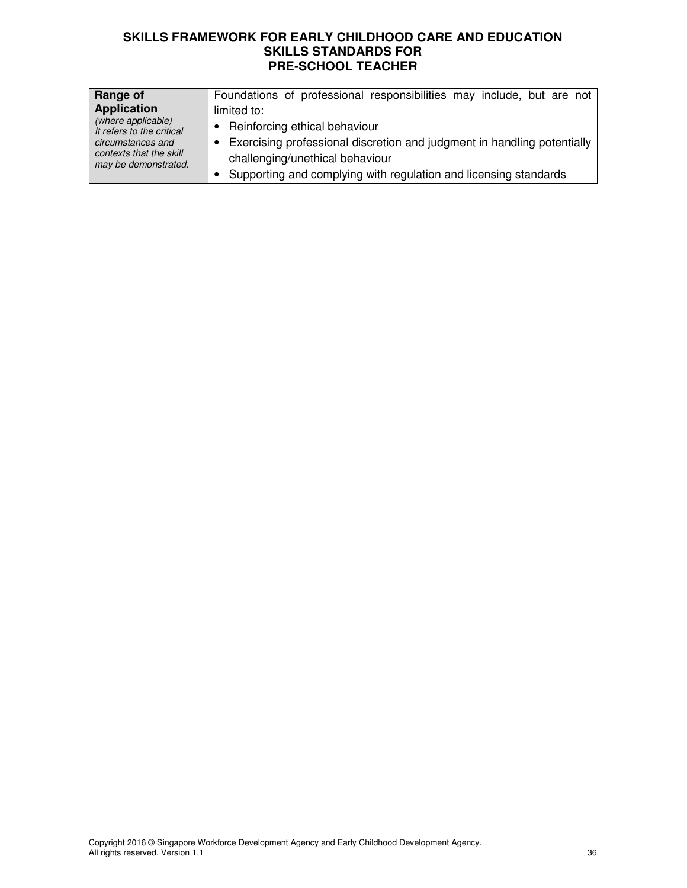| **Range of Application** *(where applicable)* *It refers to the critical circumstances and contexts that the skill may be demonstrated.* | Foundations of professional responsibilities may include, but are not limited to: <br>• Reinforcing ethical behaviour <br>• Exercising professional discretion and judgment in handling potentially challenging/unethical behaviour <br>• Supporting and complying with regulation and licensing standards |
|---|---|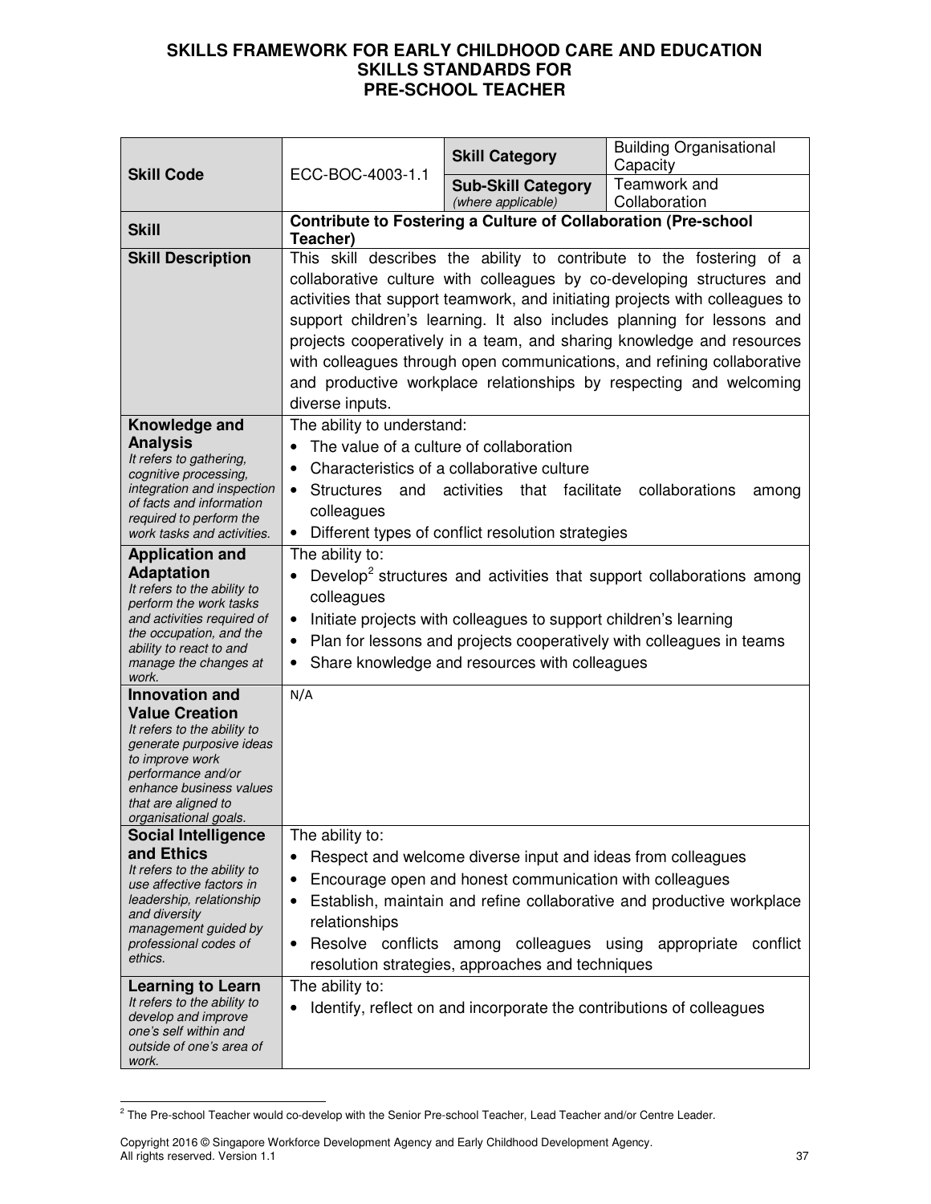# SKILLS FRAMEWORK FOR EARLY CHILDHOOD CARE AND EDUCATION
## SKILLS STANDARDS FOR
## PRE-SCHOOL TEACHER

| **Skill Code** | ECC-BOC-4003-1.1 | **Skill Category** | Building Organisational Capacity |
|---|---|---|---|
| | | **Sub-Skill Category** *(where applicable)* | Teamwork and Collaboration |
| **Skill** | **Contribute to Fostering a Culture of Collaboration (Pre-school Teacher)** | | |
| **Skill Description** | This skill describes the ability to contribute to the fostering of a collaborative culture with colleagues by co-developing structures and activities that support teamwork, and initiating projects with colleagues to support children's learning. It also includes planning for lessons and projects cooperatively in a team, and sharing knowledge and resources with colleagues through open communications, and refining collaborative and productive workplace relationships by respecting and welcoming diverse inputs. | | |
| **Knowledge and Analysis** *It refers to gathering, cognitive processing, integration and inspection of facts and information required to perform the work tasks and activities.* | The ability to understand:<br>• The value of a culture of collaboration<br>• Characteristics of a collaborative culture<br>• Structures and activities that facilitate collaborations among colleagues<br>• Different types of conflict resolution strategies | | |
| **Application and Adaptation** *It refers to the ability to perform the work tasks and activities required of the occupation, and the ability to react to and manage the changes at work.* | The ability to:<br>• Develop[2] structures and activities that support collaborations among colleagues<br>• Initiate projects with colleagues to support children's learning<br>• Plan for lessons and projects cooperatively with colleagues in teams<br>• Share knowledge and resources with colleagues | | |
| **Innovation and Value Creation** *It refers to the ability to generate purposive ideas to improve work performance and/or enhance business values that are aligned to organisational goals.* | N/A | | |
| **Social Intelligence and Ethics** *It refers to the ability to use affective factors in leadership, relationship and diversity management guided by professional codes of ethics.* | The ability to:<br>• Respect and welcome diverse input and ideas from colleagues<br>• Encourage open and honest communication with colleagues<br>• Establish, maintain and refine collaborative and productive workplace relationships<br>• Resolve conflicts among colleagues using appropriate conflict resolution strategies, approaches and techniques | | |
| **Learning to Learn** *It refers to the ability to develop and improve one's self within and outside of one's area of work.* | The ability to:<br>• Identify, reflect on and incorporate the contributions of colleagues | | |

[2] The Pre-school Teacher would co-develop with the Senior Pre-school Teacher, Lead Teacher and/or Centre Leader.

Copyright 2016 © Singapore Workforce Development Agency and Early Childhood Development Agency. All rights reserved. Version 1.1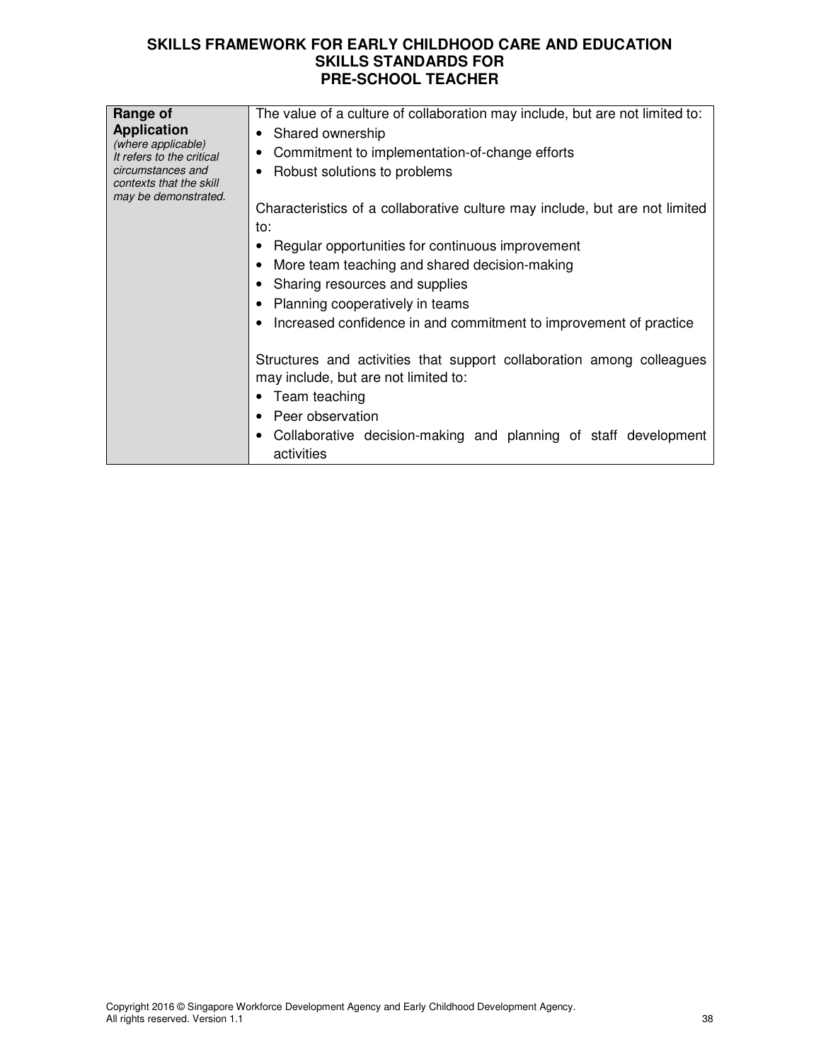| **Range of Application** *(where applicable)* *It refers to the critical circumstances and contexts that the skill may be demonstrated.* | The value of a culture of collaboration may include, but are not limited to:<br>• Shared ownership<br>• Commitment to implementation-of-change efforts<br>• Robust solutions to problems<br><br>Characteristics of a collaborative culture may include, but are not limited to:<br>• Regular opportunities for continuous improvement<br>• More team teaching and shared decision-making<br>• Sharing resources and supplies<br>• Planning cooperatively in teams<br>• Increased confidence in and commitment to improvement of practice<br><br>Structures and activities that support collaboration among colleagues may include, but are not limited to:<br>• Team teaching<br>• Peer observation<br>• Collaborative decision-making and planning of staff development activities |
|---|---|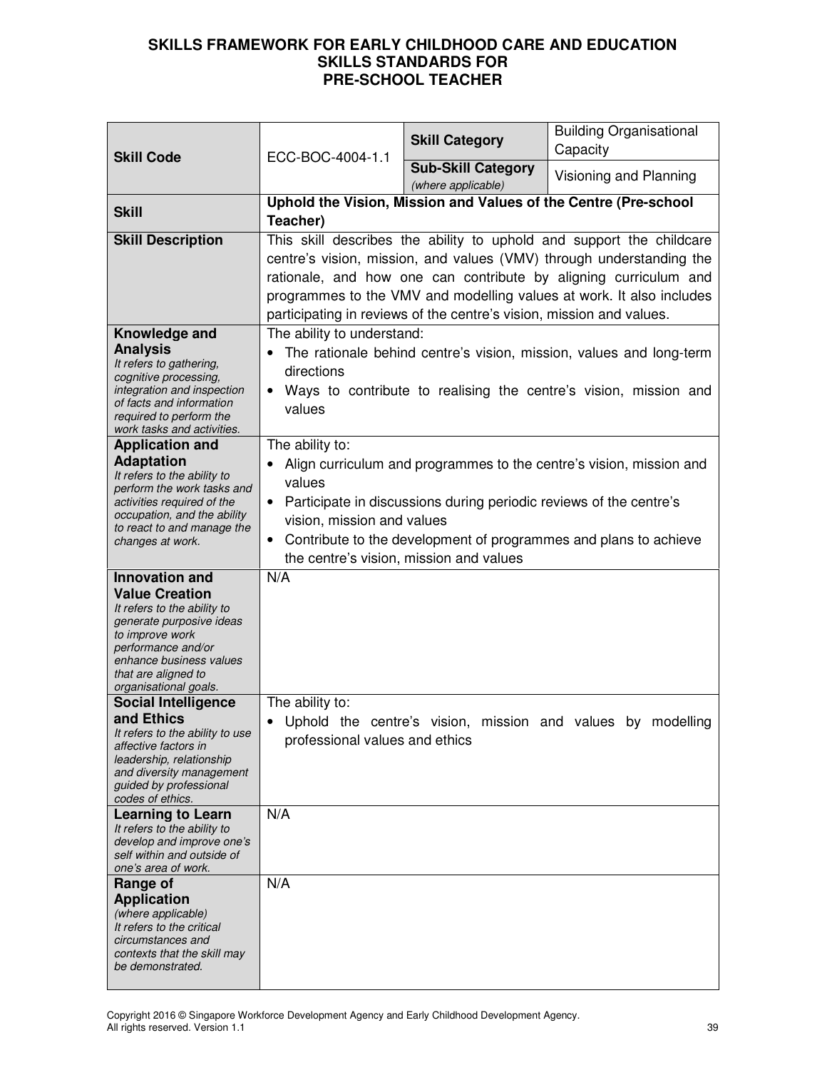# SKILLS FRAMEWORK FOR EARLY CHILDHOOD CARE AND EDUCATION
## SKILLS STANDARDS FOR PRE-SCHOOL TEACHER

| **Skill Code** | ECC-BOC-4004-1.1 | **Skill Category** | Building Organisational Capacity |
|---|---|---|---|
| | | **Sub-Skill Category** *(where applicable)* | Visioning and Planning |
| **Skill** | **Uphold the Vision, Mission and Values of the Centre (Pre-school Teacher)** | | |
| **Skill Description** | This skill describes the ability to uphold and support the childcare centre's vision, mission, and values (VMV) through understanding the rationale, and how one can contribute by aligning curriculum and programmes to the VMV and modelling values at work. It also includes participating in reviews of the centre's vision, mission and values. | | |
| **Knowledge and Analysis** *It refers to gathering, cognitive processing, integration and inspection of facts and information required to perform the work tasks and activities.* | The ability to understand: <br>• The rationale behind centre's vision, mission, values and long-term directions <br>• Ways to contribute to realising the centre's vision, mission and values | | |
| **Application and Adaptation** *It refers to the ability to perform the work tasks and activities required of the occupation, and the ability to react to and manage the changes at work.* | The ability to: <br>• Align curriculum and programmes to the centre's vision, mission and values <br>• Participate in discussions during periodic reviews of the centre's vision, mission and values <br>• Contribute to the development of programmes and plans to achieve the centre's vision, mission and values | | |
| **Innovation and Value Creation** *It refers to the ability to generate purposive ideas to improve work performance and/or enhance business values that are aligned to organisational goals.* | N/A | | |
| **Social Intelligence and Ethics** *It refers to the ability to use affective factors in leadership, relationship and diversity management guided by professional codes of ethics.* | The ability to: <br>• Uphold the centre's vision, mission and values by modelling professional values and ethics | | |
| **Learning to Learn** *It refers to the ability to develop and improve one's self within and outside of one's area of work.* | N/A | | |
| **Range of Application** *(where applicable) It refers to the critical circumstances and contexts that the skill may be demonstrated.* | N/A | | |

Copyright 2016 © Singapore Workforce Development Agency and Early Childhood Development Agency. All rights reserved. Version 1.1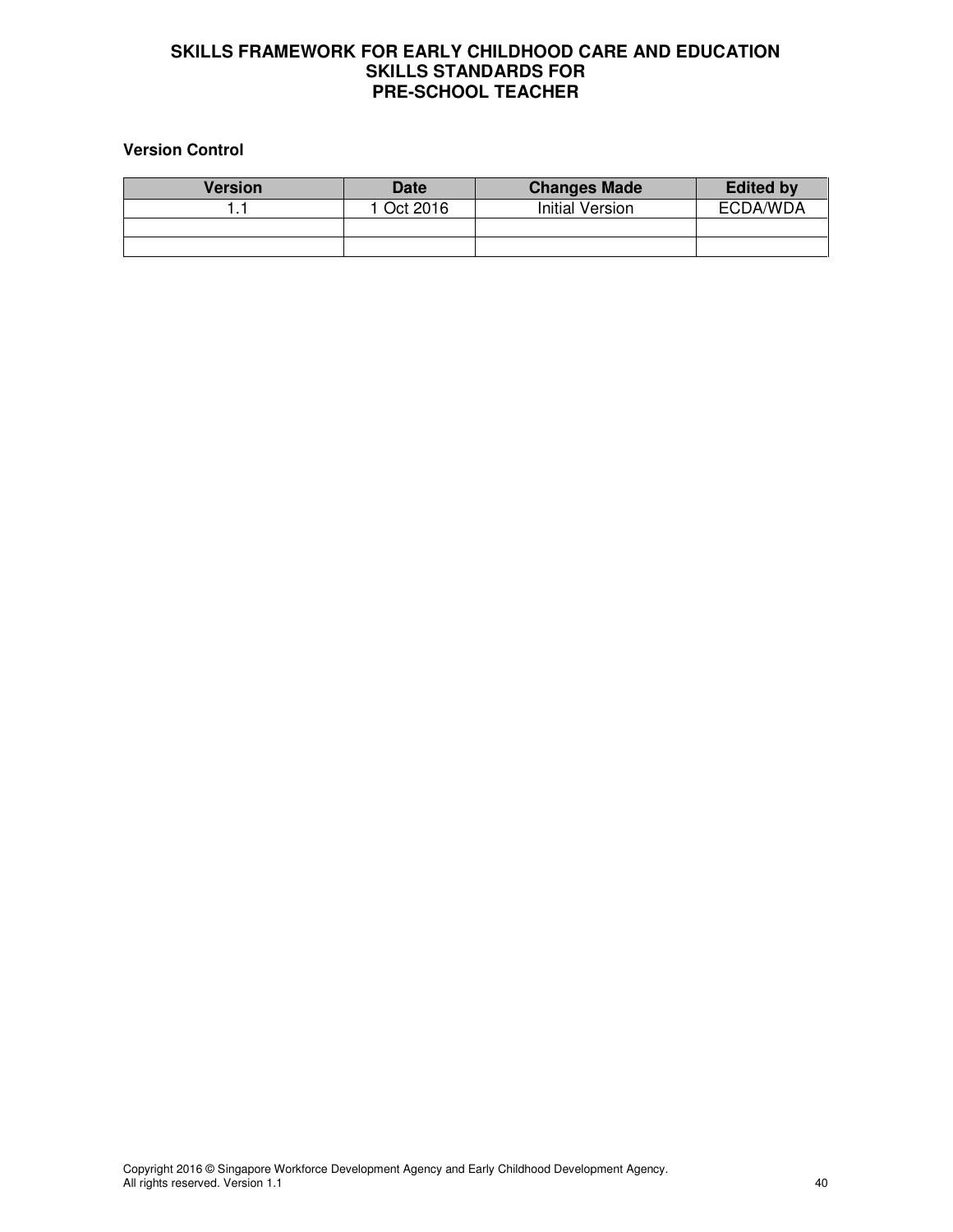**Version Control**

| Version | Date | Changes Made | Edited by |
| --- | --- | --- | --- |
| 1.1 | 1 Oct 2016 | Initial Version | ECDA/WDA |
| | | | |
| | | | |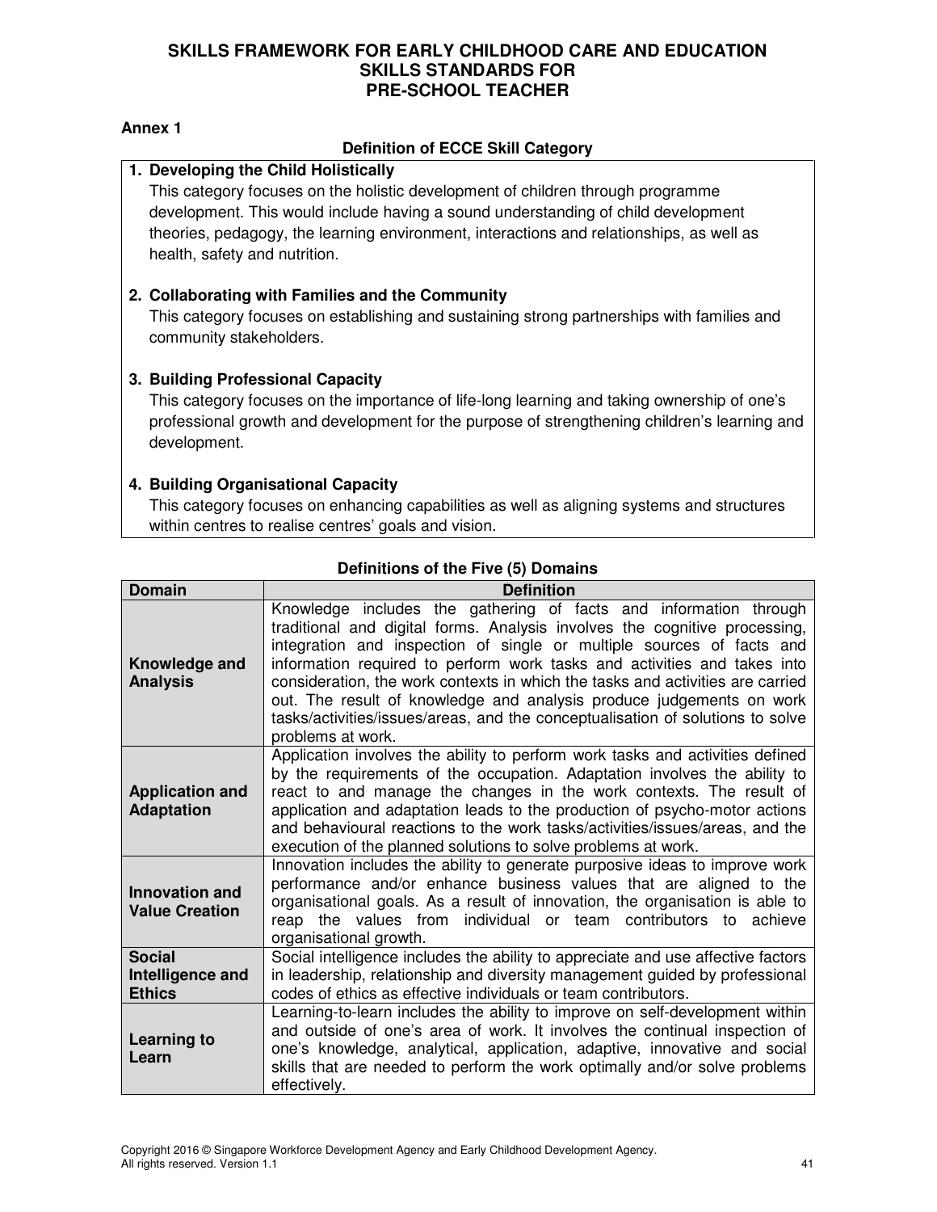# SKILLS FRAMEWORK FOR EARLY CHILDHOOD CARE AND EDUCATION SKILLS STANDARDS FOR PRE-SCHOOL TEACHER

**Annex 1**

## Definition of ECCE Skill Category

**1. Developing the Child Holistically**

This category focuses on the holistic development of children through programme development. This would include having a sound understanding of child development theories, pedagogy, the learning environment, interactions and relationships, as well as health, safety and nutrition.

**2. Collaborating with Families and the Community**

This category focuses on establishing and sustaining strong partnerships with families and community stakeholders.

**3. Building Professional Capacity**

This category focuses on the importance of life-long learning and taking ownership of one's professional growth and development for the purpose of strengthening children's learning and development.

**4. Building Organisational Capacity**

This category focuses on enhancing capabilities as well as aligning systems and structures within centres to realise centres' goals and vision.

## Definitions of the Five (5) Domains

| Domain | Definition |
|---|---|
| **Knowledge and Analysis** | Knowledge includes the gathering of facts and information through traditional and digital forms. Analysis involves the cognitive processing, integration and inspection of single or multiple sources of facts and information required to perform work tasks and activities and takes into consideration, the work contexts in which the tasks and activities are carried out. The result of knowledge and analysis produce judgements on work tasks/activities/issues/areas, and the conceptualisation of solutions to solve problems at work. |
| **Application and Adaptation** | Application involves the ability to perform work tasks and activities defined by the requirements of the occupation. Adaptation involves the ability to react to and manage the changes in the work contexts. The result of application and adaptation leads to the production of psycho-motor actions and behavioural reactions to the work tasks/activities/issues/areas, and the execution of the planned solutions to solve problems at work. |
| **Innovation and Value Creation** | Innovation includes the ability to generate purposive ideas to improve work performance and/or enhance business values that are aligned to the organisational goals. As a result of innovation, the organisation is able to reap the values from individual or team contributors to achieve organisational growth. |
| **Social Intelligence and Ethics** | Social intelligence includes the ability to appreciate and use affective factors in leadership, relationship and diversity management guided by professional codes of ethics as effective individuals or team contributors. |
| **Learning to Learn** | Learning-to-learn includes the ability to improve on self-development within and outside of one's area of work. It involves the continual inspection of one's knowledge, analytical, application, adaptive, innovative and social skills that are needed to perform the work optimally and/or solve problems effectively. |

Copyright 2016 © Singapore Workforce Development Agency and Early Childhood Development Agency. All rights reserved. Version 1.1